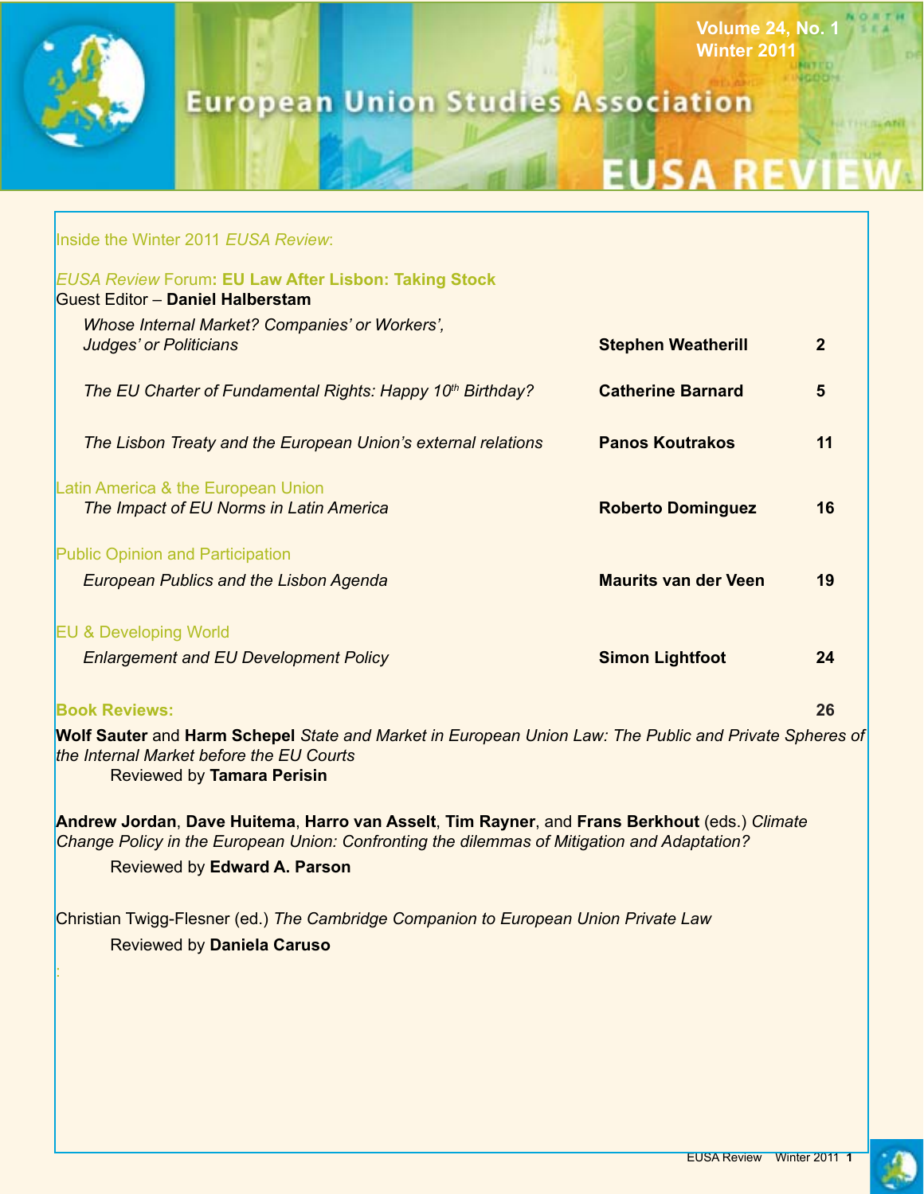# European Union Studies Association

# EUSA REVIEW

Volume 24, No. 1
Winter 2011

Inside the Winter 2011 *EUSA Review*:

## *EUSA Review* Forum: **EU Law After Lisbon: Taking Stock**

Guest Editor – **Daniel Halberstam**

| | | |
|---|---|---|
| *Whose Internal Market? Companies' or Workers', Judges' or Politicians* | **Stephen Weatherill** | **2** |
| *The EU Charter of Fundamental Rights: Happy 10th Birthday?* | **Catherine Barnard** | **5** |
| *The Lisbon Treaty and the European Union's external relations* | **Panos Koutrakos** | **11** |

## Latin America & the European Union

| | | |
|---|---|---|
| *The Impact of EU Norms in Latin America* | **Roberto Dominguez** | **16** |

## Public Opinion and Participation

| | | |
|---|---|---|
| *European Publics and the Lisbon Agenda* | **Maurits van der Veen** | **19** |

## EU & Developing World

| | | |
|---|---|---|
| *Enlargement and EU Development Policy* | **Simon Lightfoot** | **24** |

## **Book Reviews:** 26

**Wolf Sauter** and **Harm Schepel** *State and Market in European Union Law: The Public and Private Spheres of the Internal Market before the EU Courts*
Reviewed by **Tamara Perisin**

**Andrew Jordan**, **Dave Huitema**, **Harro van Asselt**, **Tim Rayner**, and **Frans Berkhout** (eds.) *Climate Change Policy in the European Union: Confronting the dilemmas of Mitigation and Adaptation?*
Reviewed by **Edward A. Parson**

Christian Twigg-Flesner (ed.) *The Cambridge Companion to European Union Private Law*
Reviewed by **Daniela Caruso**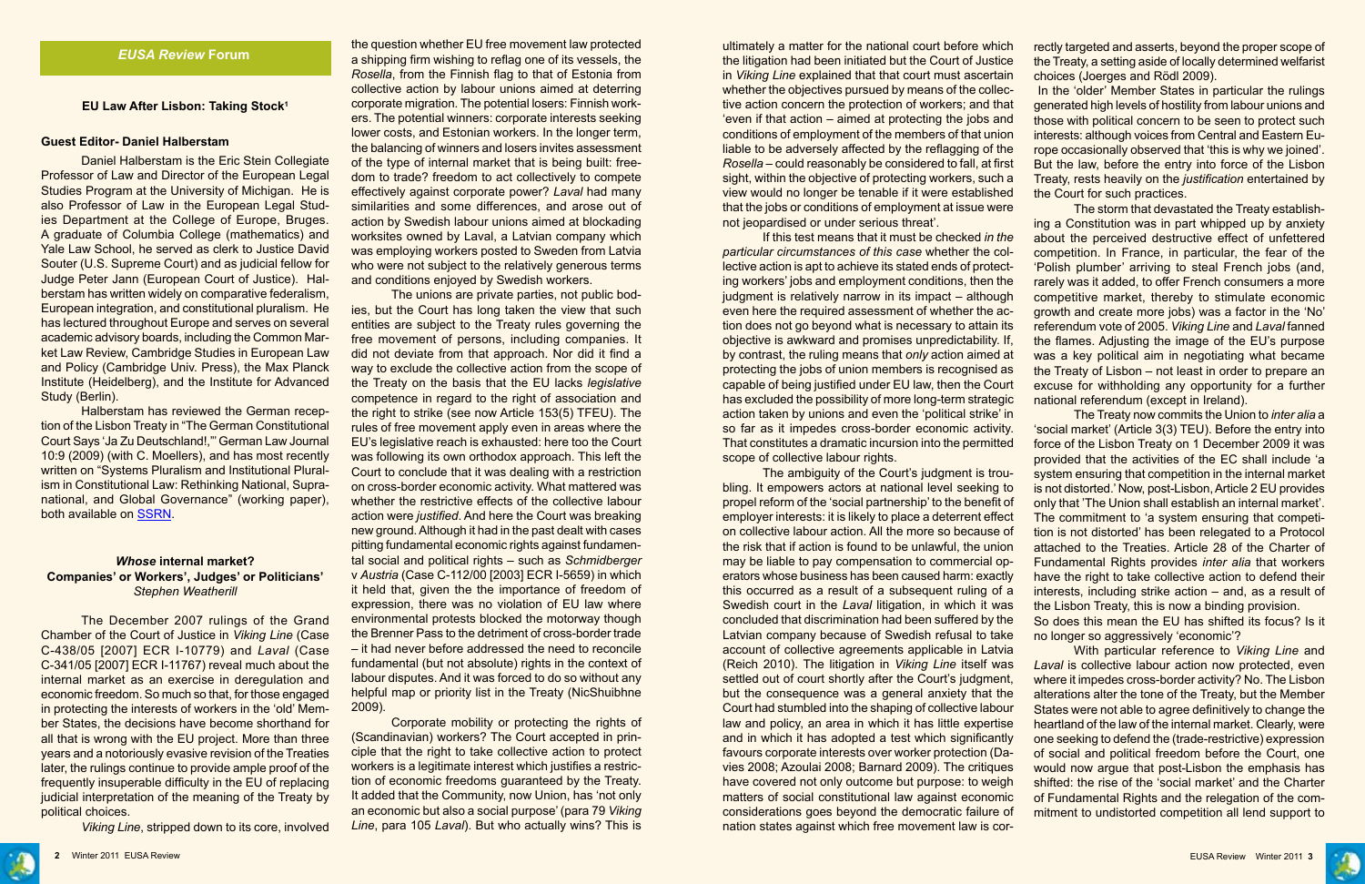*EUSA Review* Forum

**EU Law After Lisbon: Taking Stock[1]**

**Guest Editor- Daniel Halberstam**

Daniel Halberstam is the Eric Stein Collegiate Professor of Law and Director of the European Legal Studies Program at the University of Michigan. He is also Professor of Law in the European Legal Studies Department at the College of Europe, Bruges. A graduate of Columbia College (mathematics) and Yale Law School, he served as clerk to Justice David Souter (U.S. Supreme Court) and as judicial fellow for Judge Peter Jann (European Court of Justice). Halberstam has written widely on comparative federalism, European integration, and constitutional pluralism. He has lectured throughout Europe and serves on several academic advisory boards, including the Common Market Law Review, Cambridge Studies in European Law and Policy (Cambridge Univ. Press), the Max Planck Institute (Heidelberg), and the Institute for Advanced Study (Berlin).

Halberstam has reviewed the German reception of the Lisbon Treaty in "The German Constitutional Court Says 'Ja Zu Deutschland!,'" German Law Journal 10:9 (2009) (with C. Moellers), and has most recently written on "Systems Pluralism and Institutional Pluralism in Constitutional Law: Rethinking National, Supranational, and Global Governance" (working paper), both available on SSRN.

## *Whose* internal market? Companies' or Workers', Judges' or Politicians'

*Stephen Weatherill*

The December 2007 rulings of the Grand Chamber of the Court of Justice in *Viking Line* (Case C-438/05 [2007] ECR I-10779) and *Laval* (Case C-341/05 [2007] ECR I-11767) reveal much about the internal market as an exercise in deregulation and economic freedom. So much so that, for those engaged in protecting the interests of workers in the 'old' Member States, the decisions have become shorthand for all that is wrong with the EU project. More than three years and a notoriously evasive revision of the Treaties later, the rulings continue to provide ample proof of the frequently insuperable difficulty in the EU of replacing judicial interpretation of the meaning of the Treaty by political choices.

*Viking Line*, stripped down to its core, involved the question whether EU free movement law protected a shipping firm wishing to reflag one of its vessels, the *Rosella*, from the Finnish flag to that of Estonia from collective action by labour unions aimed at deterring corporate migration. The potential losers: Finnish workers. The potential winners: corporate interests seeking lower costs, and Estonian workers. In the longer term, the balancing of winners and losers invites assessment of the type of internal market that is being built: freedom to trade? freedom to act collectively to compete effectively against corporate power? *Laval* had many similarities and some differences, and arose out of action by Swedish labour unions aimed at blockading worksites owned by Laval, a Latvian company which was employing workers posted to Sweden from Latvia who were not subject to the relatively generous terms and conditions enjoyed by Swedish workers.

The unions are private parties, not public bodies, but the Court has long taken the view that such entities are subject to the Treaty rules governing the free movement of persons, including companies. It did not deviate from that approach. Nor did it find a way to exclude the collective action from the scope of the Treaty on the basis that the EU lacks *legislative* competence in regard to the right of association and the right to strike (see now Article 153(5) TFEU). The rules of free movement apply even in areas where the EU's legislative reach is exhausted: here too the Court was following its own orthodox approach. This left the Court to conclude that it was dealing with a restriction on cross-border economic activity. What mattered was whether the restrictive effects of the collective labour action were *justified*. And here the Court was breaking new ground. Although it had in the past dealt with cases pitting fundamental economic rights against fundamental social and political rights – such as *Schmidberger* v *Austria* (Case C-112/00 [2003] ECR I-5659) in which it held that, given the importance of freedom of expression, there was no violation of EU law where environmental protests blocked the motorway though the Brenner Pass to the detriment of cross-border trade – it had never before addressed the need to reconcile fundamental (but not absolute) rights in the context of labour disputes. And it was forced to do so without any helpful map or priority list in the Treaty (NicShuibhne 2009).

Corporate mobility or protecting the rights of (Scandinavian) workers? The Court accepted in principle that the right to take collective action to protect workers is a legitimate interest which justifies a restriction of economic freedoms guaranteed by the Treaty. It added that the Community, now Union, has 'not only an economic but also a social purpose' (para 79 *Viking Line*, para 105 *Laval*). But who actually wins? This is ultimately a matter for the national court before which the litigation had been initiated but the Court of Justice in *Viking Line* explained that that court must ascertain whether the objectives pursued by means of the collective action concern the protection of workers; and that 'even if that action – aimed at protecting the jobs and conditions of employment of the members of that union liable to be adversely affected by the reflagging of the *Rosella* – could reasonably be considered to fall, at first sight, within the objective of protecting workers, such a view would no longer be tenable if it were established that the jobs or conditions of employment at issue were not jeopardised or under serious threat'.

If this test means that it must be checked *in the particular circumstances of this case* whether the collective action is apt to achieve its stated ends of protecting workers' jobs and employment conditions, then the judgment is relatively narrow in its impact – although even here the required assessment of whether the action does not go beyond what is necessary to attain its objective is awkward and promises unpredictability. If, by contrast, the ruling means that *only* action aimed at protecting the jobs of union members is recognised as capable of being justified under EU law, then the Court has excluded the possibility of more long-term strategic action taken by unions and even the 'political strike' in so far as it impedes cross-border economic activity. That constitutes a dramatic incursion into the permitted scope of collective labour rights.

The ambiguity of the Court's judgment is troubling. It empowers actors at national level seeking to propel reform of the 'social partnership' to the benefit of employer interests: it is likely to place a deterrent effect on collective labour action. All the more so because of the risk that if action is found to be unlawful, the union may be liable to pay compensation to commercial operators whose business has been caused harm: exactly this occurred as a result of a subsequent ruling of a Swedish court in the *Laval* litigation, in which it was concluded that discrimination had been suffered by the Latvian company because of Swedish refusal to take account of collective agreements applicable in Latvia (Reich 2010). The litigation in *Viking Line* itself was settled out of court shortly after the Court's judgment, but the consequence was a general anxiety that the Court had stumbled into the shaping of collective labour law and policy, an area in which it has little expertise and in which it has adopted a test which significantly favours corporate interests over worker protection (Davies 2008; Azoulai 2008; Barnard 2009). The critiques have covered not only outcome but purpose: to weigh matters of social constitutional law against economic considerations goes beyond the democratic failure of nation states against which free movement law is correctly targeted and asserts, beyond the proper scope of the Treaty, a setting aside of locally determined welfarist choices (Joerges and Rödl 2009).

In the 'older' Member States in particular the rulings generated high levels of hostility from labour unions and those with political concern to be seen to protect such interests: although voices from Central and Eastern Europe occasionally observed that 'this is why we joined'. But the law, before the entry into force of the Lisbon Treaty, rests heavily on the *justification* entertained by the Court for such practices.

The storm that devastated the Treaty establishing a Constitution was in part whipped up by anxiety about the perceived destructive effect of unfettered competition. In France, in particular, the fear of the 'Polish plumber' arriving to steal French jobs (and, rarely was it added, to offer French consumers a more competitive market, thereby to stimulate economic growth and create more jobs) was a factor in the 'No' referendum vote of 2005. *Viking Line* and *Laval* fanned the flames. Adjusting the image of the EU's purpose was a key political aim in negotiating what became the Treaty of Lisbon – not least in order to prepare an excuse for withholding any opportunity for a further national referendum (except in Ireland).

The Treaty now commits the Union to *inter alia* a 'social market' (Article 3(3) TEU). Before the entry into force of the Lisbon Treaty on 1 December 2009 it was provided that the activities of the EC shall include 'a system ensuring that competition in the internal market is not distorted.' Now, post-Lisbon, Article 2 EU provides only that 'The Union shall establish an internal market'. The commitment to 'a system ensuring that competition is not distorted' has been relegated to a Protocol attached to the Treaties. Article 28 of the Charter of Fundamental Rights provides *inter alia* that workers have the right to take collective action to defend their interests, including strike action – and, as a result of the Lisbon Treaty, this is now a binding provision.

So does this mean the EU has shifted its focus? Is it no longer so aggressively 'economic'?

With particular reference to *Viking Line* and *Laval* is collective labour action now protected, even where it impedes cross-border activity? No. The Lisbon alterations alter the tone of the Treaty, but the Member States were not able to agree definitively to change the heartland of the law of the internal market. Clearly, were one seeking to defend the (trade-restrictive) expression of social and political freedom before the Court, one would now argue that post-Lisbon the emphasis has shifted: the rise of the 'social market' and the Charter of Fundamental Rights and the relegation of the commitment to undistorted competition all lend support to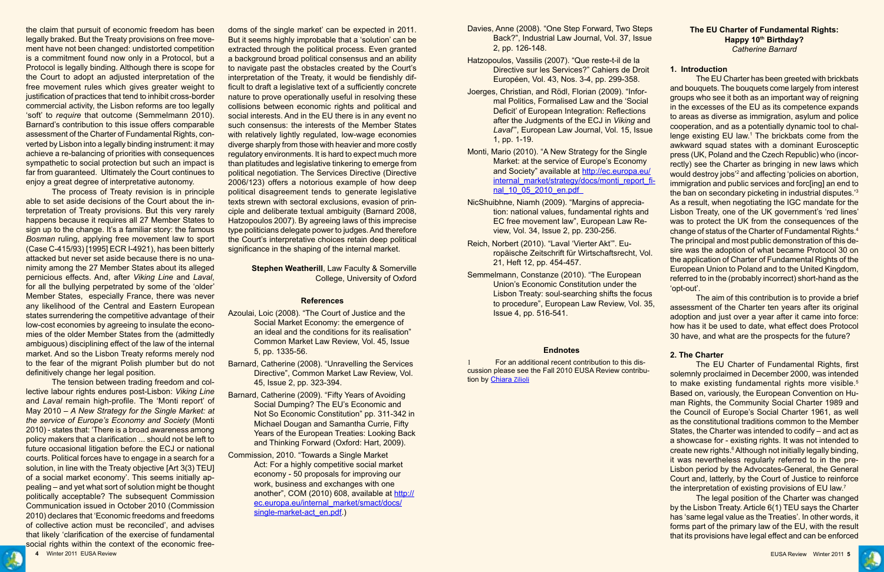the claim that pursuit of economic freedom has been legally braked. But the Treaty provisions on free movement have not been changed: undistorted competition is a commitment found now only in a Protocol, but a Protocol is legally binding. Although there is scope for the Court to adopt an adjusted interpretation of the free movement rules which gives greater weight to justification of practices that tend to inhibit cross-border commercial activity, the Lisbon reforms are too legally 'soft' to *require* that outcome (Semmelmann 2010). Barnard's contribution to this issue offers comparable assessment of the Charter of Fundamental Rights, converted by Lisbon into a legally binding instrument: it may achieve a re-balancing of priorities with consequences sympathetic to social protection but such an impact is far from guaranteed. Ultimately the Court continues to enjoy a great degree of interpretative autonomy.

The process of Treaty revision is in principle able to set aside decisions of the Court about the interpretation of Treaty provisions. But this very rarely happens because it requires all 27 Member States to sign up to the change. It's a familiar story: the famous *Bosman* ruling, applying free movement law to sport (Case C-415/93) [1995] ECR I-4921), has been bitterly attacked but never set aside because there is no unanimity among the 27 Member States about its alleged pernicious effects. And, after *Viking Line* and *Laval*, for all the bullying perpetrated by some of the 'older' Member States, especially France, there was never any likelihood of the Central and Eastern European states surrendering the competitive advantage of their low-cost economies by agreeing to insulate the economies of the older Member States from the (admittedly ambiguous) disciplining effect of the law of the internal market. And so the Lisbon Treaty reforms merely nod to the fear of the migrant Polish plumber but do not definitively change her legal position.

The tension between trading freedom and collective labour rights endures post-Lisbon: *Viking Line* and *Laval* remain high-profile. The 'Monti report' of May 2010 – *A New Strategy for the Single Market: at the service of Europe's Economy and Society* (Monti 2010) - states that: 'There is a broad awareness among policy makers that a clarification ... should not be left to future occasional litigation before the ECJ or national courts. Political forces have to engage in a search for a solution, in line with the Treaty objective [Art 3(3) TEU] of a social market economy'. This seems initially appealing – and yet what sort of solution might be thought politically acceptable? The subsequent Commission Communication issued in October 2010 (Commission 2010) declares that 'Economic freedoms and freedoms of collective action must be reconciled', and advises that likely 'clarification of the exercise of fundamental social rights within the context of the economic freedoms of the single market' can be expected in 2011. But it seems highly improbable that a 'solution' can be extracted through the political process. Even granted a background broad political consensus and an ability to navigate past the obstacles created by the Court's interpretation of the Treaty, it would be fiendishly difficult to draft a legislative text of a sufficiently concrete nature to prove operationally useful in resolving these collisions between economic rights and political and social interests. And in the EU there is in any event no such consensus: the interests of the Member States with relatively lightly regulated, low-wage economies diverge sharply from those with heavier and more costly regulatory environments. It is hard to expect much more than platitudes and legislative tinkering to emerge from political negotiation. The Services Directive (Directive 2006/123) offers a notorious example of how deep political disagreement tends to generate legislative texts strewn with sectoral exclusions, evasion of principle and deliberate textual ambiguity (Barnard 2008, Hatzopoulos 2007). By agreeing laws of this imprecise type politicians delegate power to judges. And therefore the Court's interpretative choices retain deep political significance in the shaping of the internal market.

**Stephen Weatherill**, Law Faculty & Somerville College, University of Oxford

### References

Azoulai, Loic (2008). "The Court of Justice and the Social Market Economy: the emergence of an ideal and the conditions for its realisation" Common Market Law Review, Vol. 45, Issue 5, pp. 1335-56.

Barnard, Catherine (2008). "Unravelling the Services Directive", Common Market Law Review, Vol. 45, Issue 2, pp. 323-394.

Barnard, Catherine (2009). "Fifty Years of Avoiding Social Dumping? The EU's Economic and Not So Economic Constitution" pp. 311-342 in Michael Dougan and Samantha Currie, Fifty Years of the European Treaties: Looking Back and Thinking Forward (Oxford: Hart, 2009).

Commission, 2010. "Towards a Single Market Act: For a highly competitive social market economy - 50 proposals for improving our work, business and exchanges with one another", COM (2010) 608, available at http://ec.europa.eu/internal_market/smact/docs/single-market-act_en.pdf.)

Davies, Anne (2008). "One Step Forward, Two Steps Back?", Industrial Law Journal, Vol. 37, Issue 2, pp. 126-148.

Hatzopoulos, Vassilis (2007). "Que reste-t-il de la Directive sur les Services?" Cahiers de Droit Européen, Vol. 43, Nos. 3-4, pp. 299-358.

Joerges, Christian, and Rödl, Florian (2009). "Informal Politics, Formalised Law and the 'Social Deficit' of European Integration: Reflections after the Judgments of the ECJ in *Viking* and *Laval*'", European Law Journal, Vol. 15, Issue 1, pp. 1-19.

Monti, Mario (2010). "A New Strategy for the Single Market: at the service of Europe's Economy and Society" available at http://ec.europa.eu/internal_market/strategy/docs/monti_report_final_10_05_2010_en.pdf

NicShuibhne, Niamh (2009). "Margins of appreciation: national values, fundamental rights and EC free movement law", European Law Review, Vol. 34, Issue 2, pp. 230-256.

Reich, Norbert (2010). "Laval 'Vierter Akt'". Europäische Zeitschrift für Wirtschaftsrecht, Vol. 21, Heft 12, pp. 454-457.

Semmelmann, Constanze (2010). "The European Union's Economic Constitution under the Lisbon Treaty: soul-searching shifts the focus to procedure", European Law Review, Vol. 35, Issue 4, pp. 516-541.

### Endnotes

1 For an additional recent contribution to this discussion please see the Fall 2010 EUSA Review contribution by Chiara Zilioli

## The EU Charter of Fundamental Rights: Happy 10th Birthday?

*Catherine Barnard*

### 1. Introduction

The EU Charter has been greeted with brickbats and bouquets. The bouquets come largely from interest groups who see it both as an important way of reigning in the excesses of the EU as its competence expands to areas as diverse as immigration, asylum and police cooperation, and as a potentially dynamic tool to challenge existing EU law.[1] The brickbats come from the awkward squad states with a dominant Eurosceptic press (UK, Poland and the Czech Republic) who (incorrectly) see the Charter as bringing in new laws which would destroy jobs'[2] and affecting 'policies on abortion, immigration and public services and forc[ing] an end to the ban on secondary picketing in industrial disputes.'[3] As a result, when negotiating the IGC mandate for the Lisbon Treaty, one of the UK government's 'red lines' was to protect the UK from the consequences of the change of status of the Charter of Fundamental Rights.[4] The principal and most public demonstration of this desire was the adoption of what became Protocol 30 on the application of Charter of Fundamental Rights of the European Union to Poland and to the United Kingdom, referred to in the (probably incorrect) short-hand as the 'opt-out'.

The aim of this contribution is to provide a brief assessment of the Charter ten years after its original adoption and just over a year after it came into force: how has it be used to date, what effect does Protocol 30 have, and what are the prospects for the future?

### 2. The Charter

The EU Charter of Fundamental Rights, first solemnly proclaimed in December 2000, was intended to make existing fundamental rights more visible.[5] Based on, variously, the European Convention on Human Rights, the Community Social Charter 1989 and the Council of Europe's Social Charter 1961, as well as the constitutional traditions common to the Member States, the Charter was intended to codify – and act as a showcase for - existing rights. It was not intended to create new rights.[6] Although not initially legally binding, it was nevertheless regularly referred to in the pre-Lisbon period by the Advocates-General, the General Court and, latterly, by the Court of Justice to reinforce the interpretation of existing provisions of EU law.[7]

The legal position of the Charter was changed by the Lisbon Treaty. Article 6(1) TEU says the Charter has 'same legal value as the Treaties'. In other words, it forms part of the primary law of the EU, with the result that its provisions have legal effect and can be enforced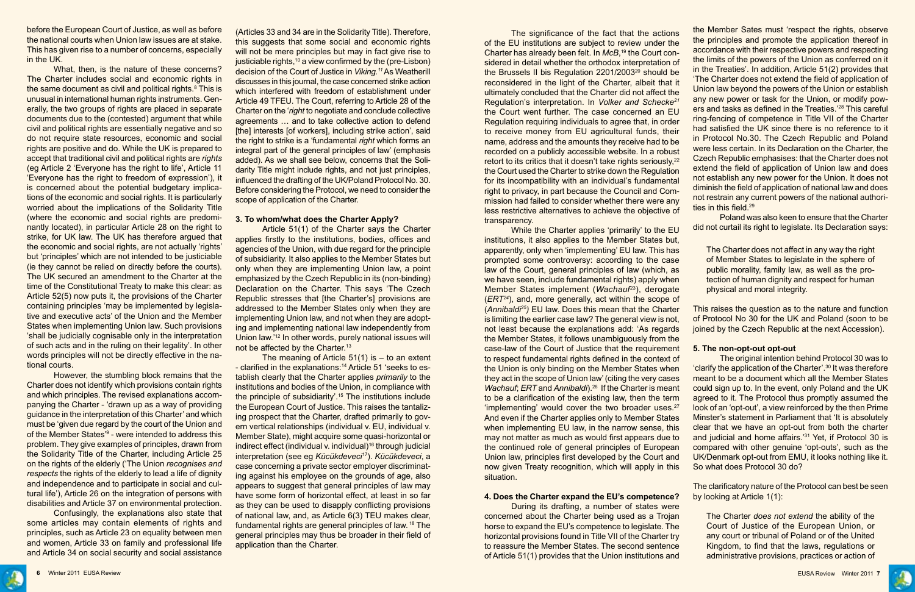before the European Court of Justice, as well as before the national courts when Union law issues are at stake. This has given rise to a number of concerns, especially in the UK.

What, then, is the nature of these concerns? The Charter includes social and economic rights in the same document as civil and political rights.[8] This is unusual in international human rights instruments. Generally, the two groups of rights are placed in separate documents due to the (contested) argument that while civil and political rights are essentially negative and so do not require state resources, economic and social rights are positive and do. While the UK is prepared to accept that traditional civil and political rights are *rights* (eg Article 2 'Everyone has the right to life', Article 11 'Everyone has the right to freedom of expression'), it is concerned about the potential budgetary implications of the economic and social rights. It is particularly worried about the implications of the Solidarity Title (where the economic and social rights are predominantly located), in particular Article 28 on the right to strike, for UK law. The UK has therefore argued that the economic and social rights, are not actually 'rights' but 'principles' which are not intended to be justiciable (ie they cannot be relied on directly before the courts). The UK secured an amendment to the Charter at the time of the Constitutional Treaty to make this clear: as Article 52(5) now puts it, the provisions of the Charter containing principles 'may be implemented by legislative and executive acts' of the Union and the Member States when implementing Union law. Such provisions 'shall be judicially cognisable only in the interpretation of such acts and in the ruling on their legality'. In other words principles will not be directly effective in the national courts.

However, the stumbling block remains that the Charter does not identify which provisions contain rights and which principles. The revised explanations accompanying the Charter - 'drawn up as a way of providing guidance in the interpretation of this Charter' and which must be 'given due regard by the court of the Union and of the Member States'[9] - were intended to address this problem. They give examples of principles, drawn from the Solidarity Title of the Charter, including Article 25 on the rights of the elderly ('The Union *recognises and respects* the rights of the elderly to lead a life of dignity and independence and to participate in social and cultural life'), Article 26 on the integration of persons with disabilities and Article 37 on environmental protection.

Confusingly, the explanations also state that some articles may contain elements of rights and principles, such as Article 23 on equality between men and women, Article 33 on family and professional life and Article 34 on social security and social assistance (Articles 33 and 34 are in the Solidarity Title). Therefore, this suggests that some social and economic rights will not be mere principles but may in fact give rise to justiciable rights,[10] a view confirmed by the (pre-Lisbon) decision of the Court of Justice in *Viking*.[11] As Weatherill discusses in this journal, the case concerned strike action which interfered with freedom of establishment under Article 49 TFEU. The Court, referring to Article 28 of the Charter on the '*right* to negotiate and conclude collective agreements … and to take collective action to defend [the] interests [of workers], including strike action', said the right to strike is a 'fundamental *right* which forms an integral part of the general principles of law' (emphasis added). As we shall see below, concerns that the Solidarity Title might include rights, and not just principles, influenced the drafting of the UK/Poland Protocol No. 30. Before considering the Protocol, we need to consider the scope of application of the Charter.

## 3. To whom/what does the Charter Apply?

Article 51(1) of the Charter says the Charter applies firstly to the institutions, bodies, offices and agencies of the Union, with due regard for the principle of subsidiarity. It also applies to the Member States but only when they are implementing Union law, a point emphasized by the Czech Republic in its (non-binding) Declaration on the Charter. This says 'The Czech Republic stresses that [the Charter's] provisions are addressed to the Member States only when they are implementing Union law, and not when they are adopting and implementing national law independently from Union law.'[12] In other words, purely national issues will not be affected by the Charter.[13]

The meaning of Article 51(1) is – to an extent - clarified in the explanations:[14] Article 51 'seeks to establish clearly that the Charter applies *primarily* to the institutions and bodies of the Union, in compliance with the principle of subsidiarity'.[15] The institutions include the European Court of Justice. This raises the tantalizing prospect that the Charter, drafted primarily to govern vertical relationships (individual v. EU, individual v. Member State), might acquire some quasi-horizontal or indirect effect (individual v. individual)[16] through judicial interpretation (see eg *Kücükdeveci*[17]). *Kücükdeveci*, a case concerning a private sector employer discriminating against his employee on the grounds of age, also appears to suggest that general principles of law may have some form of horizontal effect, at least in so far as they can be used to disapply conflicting provisions of national law, and, as Article 6(3) TEU makes clear, fundamental rights are general principles of law.[18] The general principles may thus be broader in their field of application than the Charter.

The significance of the fact that the actions of the EU institutions are subject to review under the Charter has already been felt. In *McB*,[19] the Court considered in detail whether the orthodox interpretation of the Brussels II bis Regulation 2201/2003[20] should be reconsidered in the light of the Charter, albeit that it ultimately concluded that the Charter did not affect the Regulation's interpretation. In *Volker and Schecke*[21] the Court went further. The case concerned an EU Regulation requiring individuals to agree that, in order to receive money from EU agricultural funds, their name, address and the amounts they receive had to be recorded on a publicly accessible website. In a robust retort to its critics that it doesn't take rights seriously,[22] the Court used the Charter to strike down the Regulation for its incompatibility with an individual's fundamental right to privacy, in part because the Council and Commission had failed to consider whether there were any less restrictive alternatives to achieve the objective of transparency.

While the Charter applies 'primarily' to the EU institutions, it also applies to the Member States but, apparently, only when 'implementing' EU law. This has prompted some controversy: according to the case law of the Court, general principles of law (which, as we have seen, include fundamental rights) apply when Member States implement (*Wachauf*[23]), derogate (*ERT*[24]), and, more generally, act within the scope of (*Annibaldi*[25]) EU law. Does this mean that the Charter is limiting the earlier case law? The general view is not, not least because the explanations add: 'As regards the Member States, it follows unambiguously from the case-law of the Court of Justice that the requirement to respect fundamental rights defined in the context of the Union is only binding on the Member States when they act in the scope of Union law' (citing the very cases *Wachauf*; *ERT* and *Annibaldi*).[26] If the Charter is meant to be a clarification of the existing law, then the term 'implementing' would cover the two broader uses.[27] And even if the Charter applies only to Member States when implementing EU law, in the narrow sense, this may not matter as much as would first appears due to the continued role of general principles of European Union law, principles first developed by the Court and now given Treaty recognition, which will apply in this situation.

## 4. Does the Charter expand the EU's competence?

During its drafting, a number of states were concerned about the Charter being used as a Trojan horse to expand the EU's competence to legislate. The horizontal provisions found in Title VII of the Charter try to reassure the Member States. The second sentence of Article 51(1) provides that the Union institutions and the Member Sates must 'respect the rights, observe the principles and promote the application thereof in accordance with their respective powers and respecting the limits of the powers of the Union as conferred on it in the Treaties'. In addition, Article 51(2) provides that 'The Charter does not extend the field of application of Union law beyond the powers of the Union or establish any new power or task for the Union, or modify powers and tasks as defined in the Treaties.'[28] This careful ring-fencing of competence in Title VII of the Charter had satisfied the UK since there is no reference to it in Protocol No.30. The Czech Republic and Poland were less certain. In its Declaration on the Charter, the Czech Republic emphasises: that the Charter does not extend the field of application of Union law and does not establish any new power for the Union. It does not diminish the field of application of national law and does not restrain any current powers of the national authorities in this field.[29]

Poland was also keen to ensure that the Charter did not curtail its right to legislate. Its Declaration says:

> The Charter does not affect in any way the right of Member States to legislate in the sphere of public morality, family law, as well as the protection of human dignity and respect for human physical and moral integrity.

This raises the question as to the nature and function of Protocol No 30 for the UK and Poland (soon to be joined by the Czech Republic at the next Accession).

## 5. The non-opt-out opt-out

The original intention behind Protocol 30 was to 'clarify the application of the Charter'.[30] It was therefore meant to be a document which all the Member States could sign up to. In the event, only Poland and the UK agreed to it. The Protocol thus promptly assumed the look of an 'opt-out', a view reinforced by the then Prime Minster's statement in Parliament that 'It is absolutely clear that we have an opt-out from both the charter and judicial and home affairs.'[31] Yet, if Protocol 30 is compared with other genuine 'opt-outs', such as the UK/Denmark opt-out from EMU, it looks nothing like it. So what does Protocol 30 do?

The clarificatory nature of the Protocol can best be seen by looking at Article 1(1):

> The Charter *does not extend* the ability of the Court of Justice of the European Union, or any court or tribunal of Poland or of the United Kingdom, to find that the laws, regulations or administrative provisions, practices or action of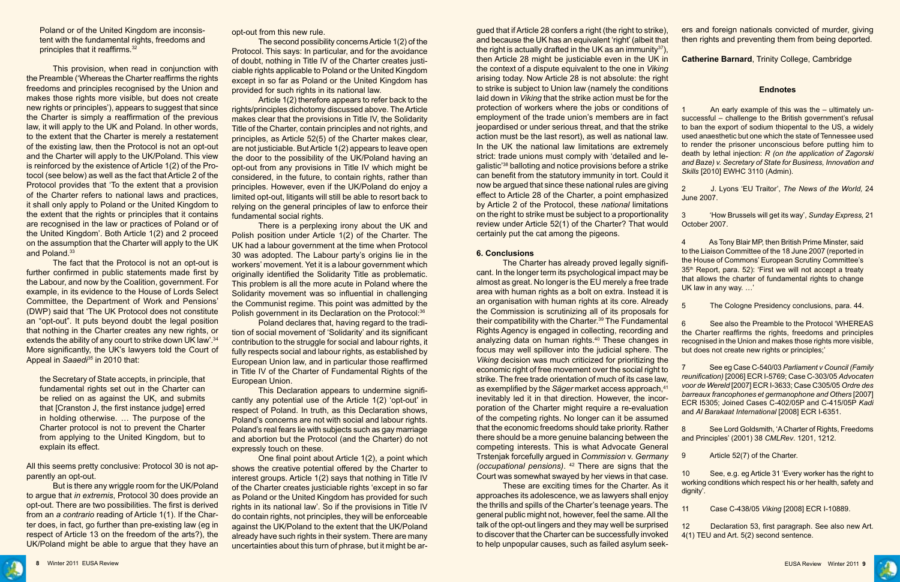Poland or of the United Kingdom are inconsistent with the fundamental rights, freedoms and principles that it reaffirms.[32]

This provision, when read in conjunction with the Preamble ('Whereas the Charter reaffirms the rights freedoms and principles recognised by the Union and makes those rights more visible, but does not create new rights or principles'), appears to suggest that since the Charter is simply a reaffirmation of the previous law, it will apply to the UK and Poland. In other words, to the extent that the Charter is merely a restatement of the existing law, then the Protocol is not an opt-out and the Charter will apply to the UK/Poland. This view is reinforced by the existence of Article 1(2) of the Protocol (see below) as well as the fact that Article 2 of the Protocol provides that 'To the extent that a provision of the Charter refers to national laws and practices, it shall only apply to Poland or the United Kingdom to the extent that the rights or principles that it contains are recognised in the law or practices of Poland or of the United Kingdom'. Both Article 1(2) and 2 proceed on the assumption that the Charter will apply to the UK and Poland.[33]

The fact that the Protocol is not an opt-out is further confirmed in public statements made first by the Labour, and now by the Coalition, government. For example, in its evidence to the House of Lords Select Committee, the Department of Work and Pensions' (DWP) said that 'The UK Protocol does not constitute an "opt-out". It puts beyond doubt the legal position that nothing in the Charter creates any new rights, or extends the ability of any court to strike down UK law'.[34] More significantly, the UK's lawyers told the Court of Appeal in *Saaedi*[35] in 2010 that:

> the Secretary of State accepts, in principle, that fundamental rights set out in the Charter can be relied on as against the UK, and submits that [Cranston J, the first instance judge] erred in holding otherwise. … The purpose of the Charter protocol is not to prevent the Charter from applying to the United Kingdom, but to explain its effect.

All this seems pretty conclusive: Protocol 30 is not apparently an opt-out.

But is there any wriggle room for the UK/Poland to argue that *in extremis*, Protocol 30 does provide an opt-out. There are two possibilities. The first is derived from an *a contrario* reading of Article 1(1). If the Charter does, in fact, go further than pre-existing law (eg in respect of Article 13 on the freedom of the arts?), the UK/Poland might be able to argue that they have an opt-out from this new rule.

The second possibility concerns Article 1(2) of the Protocol. This says: In particular, and for the avoidance of doubt, nothing in Title IV of the Charter creates justiciable rights applicable to Poland or the United Kingdom except in so far as Poland or the United Kingdom has provided for such rights in its national law.

Article 1(2) therefore appears to refer back to the rights/principles dichotomy discussed above. The Article makes clear that the provisions in Title IV, the Solidarity Title of the Charter, contain principles and not rights, and principles, as Article 52(5) of the Charter makes clear, are not justiciable. But Article 1(2) appears to leave open the door to the possibility of the UK/Poland having an opt-out from any provisions in Title IV which might be considered, in the future, to contain rights, rather than principles. However, even if the UK/Poland do enjoy a limited opt-out, litigants will still be able to resort back to relying on the general principles of law to enforce their fundamental social rights.

There is a perplexing irony about the UK and Polish position under Article 1(2) of the Charter. The UK had a labour government at the time when Protocol 30 was adopted. The Labour party's origins lie in the workers' movement. Yet it is a labour government which originally identified the Solidarity Title as problematic. This problem is all the more acute in Poland where the Solidarity movement was so influential in challenging the Communist regime. This point was admitted by the Polish government in its Declaration on the Protocol:[36]

> Poland declares that, having regard to the tradition of social movement of 'Solidarity' and its significant contribution to the struggle for social and labour rights, it fully respects social and labour rights, as established by European Union law, and in particular those reaffirmed in Title IV of the Charter of Fundamental Rights of the European Union.

This Declaration appears to undermine significantly any potential use of the Article 1(2) 'opt-out' in respect of Poland. In truth, as this Declaration shows, Poland's concerns are not with social and labour rights. Poland's real fears lie with subjects such as gay marriage and abortion but the Protocol (and the Charter) do not expressly touch on these.

One final point about Article 1(2), a point which shows the creative potential offered by the Charter to interest groups. Article 1(2) says that nothing in Title IV of the Charter creates justiciable rights 'except in so far as Poland or the United Kingdom has provided for such rights in its national law'. So if the provisions in Title IV do contain rights, not principles, they will be enforceable against the UK/Poland to the extent that the UK/Poland already have such rights in their system. There are many uncertainties about this turn of phrase, but it might be argued that if Article 28 confers a right (the right to strike), and because the UK has an equivalent 'right' (albeit that the right is actually drafted in the UK as an immunity[37]), then Article 28 might be justiciable even in the UK in the context of a dispute equivalent to the one in *Viking* arising today. Now Article 28 is not absolute: the right to strike is subject to Union law (namely the conditions laid down in *Viking* that the strike action must be for the protection of workers where the jobs or conditions of employment of the trade union's members are in fact jeopardised or under serious threat, and that the strike action must be the last resort), as well as national law. In the UK the national law limitations are extremely strict: trade unions must comply with 'detailed and legalistic'[38] balloting and notice provisions before a strike can benefit from the statutory immunity in tort. Could it now be argued that since these national rules are giving effect to Article 28 of the Charter, a point emphasized by Article 2 of the Protocol, these *national* limitations on the right to strike must be subject to a proportionality review under Article 52(1) of the Charter? That would certainly put the cat among the pigeons.

## 6. Conclusions

The Charter has already proved legally significant. In the longer term its psychological impact may be almost as great. No longer is the EU merely a free trade area with human rights as a bolt on extra. Instead it is an organisation with human rights at its core. Already the Commission is scrutinizing all of its proposals for their compatibility with the Charter.[39] The Fundamental Rights Agency is engaged in collecting, recording and analyzing data on human rights.[40] These changes in focus may well spillover into the judicial sphere. The *Viking* decision was much criticized for prioritizing the economic right of free movement over the social right to strike. The free trade orientation of much of its case law, as exemplified by the *Säger* market access approach,[41] inevitably led it in that direction. However, the incorporation of the Charter might require a re-evaluation of the competing rights. No longer can it be assumed that the economic freedoms should take priority. Rather there should be a more genuine balancing between the competing interests. This is what Advocate General Trstenjak forcefully argued in *Commission* v. *Germany (occupational pensions)*. [42] There are signs that the Court was somewhat swayed by her views in that case.

These are exciting times for the Charter. As it approaches its adolescence, we as lawyers shall enjoy the thrills and spills of the Charter's teenage years. The general public might not, however, feel the same. All the talk of the opt-out lingers and they may well be surprised to discover that the Charter can be successfully invoked to help unpopular causes, such as failed asylum seekers and foreign nationals convicted of murder, giving then rights and preventing them from being deported.

**Catherine Barnard**, Trinity College, Cambridge

### Endnotes

1 An early example of this was the – ultimately unsuccessful – challenge to the British government's refusal to ban the export of sodium thiopental to the US, a widely used anaesthetic but one which the state of Tennessee used to render the prisoner unconscious before putting him to death by lethal injection: *R (on the application of Zagorski and Baze) v. Secretary of State for Business, Innovation and Skills* [2010] EWHC 3110 (Admin).

2 J. Lyons 'EU Traitor', *The News of the World*, 24 June 2007.

3 'How Brussels will get its way', *Sunday Express*, 21 October 2007.

4 As Tony Blair MP, then British Prime Minister, said to the Liaison Committee of the 18 June 2007 (reported in the House of Commons' European Scrutiny Committee's 35th Report, para. 52): 'First we will not accept a treaty that allows the charter of fundamental rights to change UK law in any way. …'

5 The Cologne Presidency conclusions, para. 44.

6 See also the Preamble to the Protocol 'WHEREAS the Charter reaffirms the rights, freedoms and principles recognised in the Union and makes those rights more visible, but does not create new rights or principles;'

7 See eg Case C-540/03 *Parliament v Council (Family reunification)* [2006] ECR I-5769; Case C-303/05 *Advocaten voor de Wereld* [2007] ECR I-3633; Case C305/05 *Ordre des barreaux francophones et germanophone and Others* [2007] ECR I5305; Joined Cases C-402/05P and C-415/05P *Kadi* and *Al Barakaat International* [2008] ECR I-6351.

8 See Lord Goldsmith, 'A Charter of Rights, Freedoms and Principles' (2001) 38 *CMLRev*. 1201, 1212.

9 Article 52(7) of the Charter.

10 See, e.g. eg Article 31 'Every worker has the right to working conditions which respect his or her health, safety and dignity'.

11 Case C-438/05 *Viking* [2008] ECR I-10889.

12 Declaration 53, first paragraph. See also new Art. 4(1) TEU and Art. 5(2) second sentence.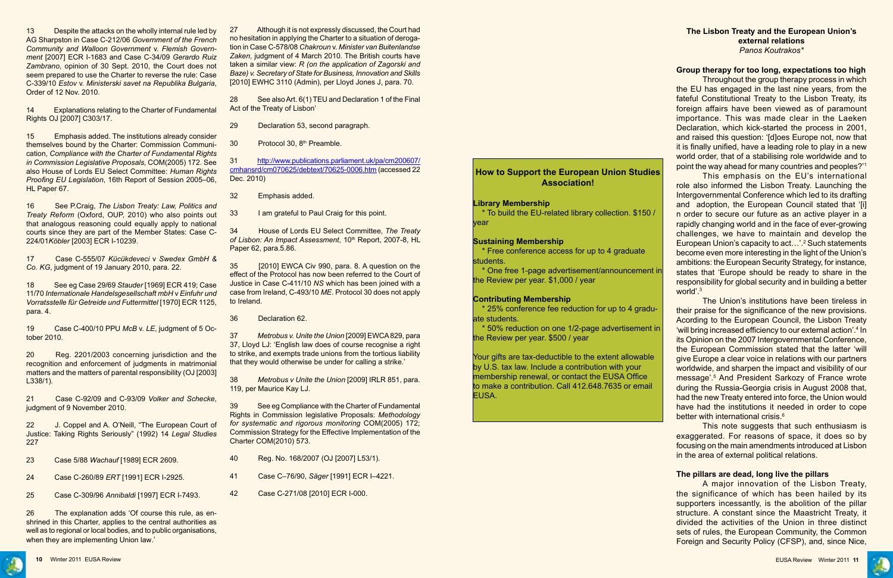13 Despite the attacks on the wholly internal rule led by AG Sharpston in Case C-212/06 *Government of the French Community and Walloon Government* v. *Flemish Government* [2007] ECR I-1683 and Case C-34/09 *Gerardo Ruiz Zambrano*, opinion of 30 Sept. 2010, the Court does not seem prepared to use the Charter to reverse the rule: Case C-339/10 *Estov* v. *Ministerski savet na Republika Bulgaria*, Order of 12 Nov. 2010.

14 Explanations relating to the Charter of Fundamental Rights OJ [2007] C303/17.

15 Emphasis added. The institutions already consider themselves bound by the Charter: Commission Communication, *Compliance with the Charter of Fundamental Rights in Commission Legislative Proposals*, COM(2005) 172. See also House of Lords EU Select Committee: *Human Rights Proofing EU Legislation*, 16th Report of Session 2005–06, HL Paper 67.

16 See P.Craig, *The Lisbon Treaty: Law, Politics and Treaty Reform* (Oxford, OUP, 2010) who also points out that analogous reasoning could equally apply to national courts since they are part of the Member States: Case C-224/01*Köbler* [2003] ECR I-10239.

17 Case C-555/07 *Kücükdeveci* v *Swedex GmbH & Co. KG*, judgment of 19 January 2010, para. 22.

18 See eg Case 29/69 *Stauder* [1969] ECR 419; Case 11/70 *Internationale Handelsgesellschaft mbH* v *Einfuhr und Vorratsstelle für Getreide und Futtermittel* [1970] ECR 1125, para. 4.

19 Case C-400/10 PPU *McB* v. *LE*, judgment of 5 October 2010.

20 Reg. 2201/2003 concerning jurisdiction and the recognition and enforcement of judgments in matrimonial matters and the matters of parental responsibility (OJ [2003] L338/1).

21 Case C-92/09 and C-93/09 *Volker and Schecke*, judgment of 9 November 2010.

22 J. Coppel and A. O'Neill, "The European Court of Justice: Taking Rights Seriously" (1992) 14 *Legal Studies* 227

23 Case 5/88 *Wachauf* [1989] ECR 2609.

24 Case C-260/89 *ERT* [1991] ECR I-2925.

25 Case C-309/96 *Annibaldi* [1997] ECR I-7493.

26 The explanation adds 'Of course this rule, as enshrined in this Charter, applies to the central authorities as well as to regional or local bodies, and to public organisations, when they are implementing Union law.'

27 Although it is not expressly discussed, the Court had no hesitation in applying the Charter to a situation of derogation in Case C-578/08 *Chakroun* v. *Minister van Buitenlandse Zaken*, judgment of 4 March 2010. The British courts have taken a similar view: *R (on the application of Zagorski and Baze) v. Secretary of State for Business, Innovation and Skills* [2010] EWHC 3110 (Admin), per Lloyd Jones J, para. 70.

28 See also Art. 6(1) TEU and Declaration 1 of the Final Act of the Treaty of Lisbon'

29 Declaration 53, second paragraph.

30 Protocol 30, 8th Preamble.

31 http://www.publications.parliament.uk/pa/cm200607/cmhansrd/cm070625/debtext/70625-0006.htm (accessed 22 Dec. 2010)

32 Emphasis added.

33 I am grateful to Paul Craig for this point.

34 House of Lords EU Select Committee, *The Treaty of Lisbon: An Impact Assessment*, 10th Report, 2007-8, HL Paper 62, para.5.86.

35 [2010] EWCA Civ 990, para. 8. A question on the effect of the Protocol has now been referred to the Court of Justice in Case C-411/10 *NS* which has been joined with a case from Ireland, C-493/10 *ME*. Protocol 30 does not apply to Ireland.

36 Declaration 62.

37 *Metrobus v. Unite the Union* [2009] EWCA829, para 37, Lloyd LJ: 'English law does of course recognise a right to strike, and exempts trade unions from the tortious liability that they would otherwise be under for calling a strike.'

38 *Metrobus v Unite the Union* [2009] IRLR 851, para. 119, per Maurice Kay LJ.

39 See eg Compliance with the Charter of Fundamental Rights in Commission legislative Proposals: *Methodology for systematic and rigorous monitoring* COM(2005) 172; Commission Strategy for the Effective Implementation of the Charter COM(2010) 573.

40 Reg. No. 168/2007 (OJ [2007] L53/1).

41 Case C–76/90, *Säger* [1991] ECR I–4221.

42 Case C-271/08 [2010] ECR I-000.

## How to Support the European Union Studies Association!

**Library Membership**
* To build the EU-related library collection. $150 / year

**Sustaining Membership**
* Free conference access for up to 4 graduate students.
* One free 1-page advertisement/announcement in the Review per year. $1,000 / year

**Contributing Membership**
* 25% conference fee reduction for up to 4 graduate students.
* 50% reduction on one 1/2-page advertisement in the Review per year. $500 / year

Your gifts are tax-deductible to the extent allowable by U.S. tax law. Include a contribution with your membership renewal, or contact the EUSA Office to make a contribution. Call 412.648.7635 or email EUSA.

# The Lisbon Treaty and the European Union's external relations

*Panos Koutrakos**

### Group therapy for too long, expectations too high

Throughout the group therapy process in which the EU has engaged in the last nine years, from the fateful Constitutional Treaty to the Lisbon Treaty, its foreign affairs have been viewed as of paramount importance. This was made clear in the Laeken Declaration, which kick-started the process in 2001, and raised this question: '[d]oes Europe not, now that it is finally unified, have a leading role to play in a new world order, that of a stabilising role worldwide and to point the way ahead for many countries and peoples?'[1]

This emphasis on the EU's international role also informed the Lisbon Treaty. Launching the Intergovernmental Conference which led to its drafting and adoption, the European Council stated that '[i]n order to secure our future as an active player in a rapidly changing world and in the face of ever-growing challenges, we have to maintain and develop the European Union's capacity to act…'.[2] Such statements become even more interesting in the light of the Union's ambitions: the European Security Strategy, for instance, states that 'Europe should be ready to share in the responsibility for global security and in building a better world'.[3]

The Union's institutions have been tireless in their praise for the significance of the new provisions. Acording to the European Council, the Lisbon Treaty 'will bring increased efficiency to our external action'.[4] In its Opinion on the 2007 Intergovernmental Conference, the European Commission stated that the latter 'will give Europe a clear voice in relations with our partners worldwide, and sharpen the impact and visibility of our message'.[5] And President Sarkozy of France wrote during the Russia-Georgia crisis in August 2008 that, had the new Treaty entered into force, the Union would have had the institutions it needed in order to cope better with international crisis.[6]

This note suggests that such enthusiasm is exaggerated. For reasons of space, it does so by focusing on the main amendments introduced at Lisbon in the area of external political relations.

### The pillars are dead, long live the pillars

A major innovation of the Lisbon Treaty, the significance of which has been hailed by its supporters incessantly, is the abolition of the pillar structure. A constant since the Maastricht Treaty, it divided the activities of the Union in three distinct sets of rules, the European Community, the Common Foreign and Security Policy (CFSP), and, since Nice,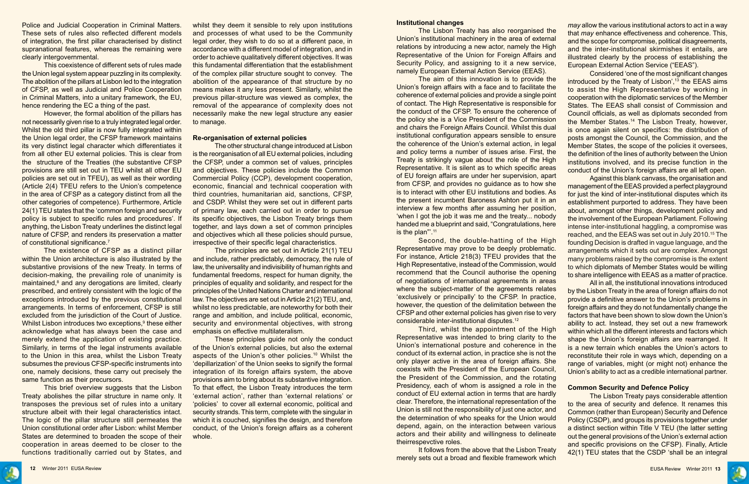Police and Judicial Cooperation in Criminal Matters. These sets of rules also reflected different models of integration, the first pillar characterised by distinct supranational features, whereas the remaining were clearly intergovernmental.

This coexistence of different sets of rules made the Union legal system appear puzzling in its complexity. The abolition of the pillars at Lisbon led to the integration of CFSP, as well as Judicial and Police Cooperation in Criminal Matters, into a unitary framework, the EU, hence rendering the EC a thing of the past.

However, the formal abolition of the pillars has not necessarily given rise to a truly integrated legal order. Whilst the old third pillar is now fully integrated within the Union legal order, the CFSP framework maintains its very distinct legal character which differentiates it from all other EU external policies. This is clear from the structure of the Treaties (the substantive CFSP provisions are still set out in TEU whilst all other EU policies are set out in TFEU), as well as their wording (Article 2(4) TFEU refers to the Union's competence in the area of CFSP as a category distinct from all the other categories of competence). Furthermore, Article 24(1) TEU states that the 'common foreign and security policy is subject to specific rules and procedures'. If anything, the Lisbon Treaty underlines the distinct legal nature of CFSP, and renders its preservation a matter of constitutional significance.[7]

The existence of CFSP as a distinct pillar within the Union architecture is also illustrated by the substantive provisions of the new Treaty. In terms of decision-making, the prevailing role of unanimity is maintained,[8] and any derogations are limited, clearly prescribed, and entirely consistent with the logic of the exceptions introduced by the previous constitutional arrangements. In terms of enforcement, CFSP is still excluded from the jurisdiction of the Court of Justice. Whilst Lisbon introduces two exceptions,[9] these either acknowledge what has always been the case and merely extend the application of existing practice. Similarly, in terms of the legal instruments available to the Union in this area, whilst the Lisbon Treaty subsumes the previous CFSP-specific instruments into one, namely decisions, these carry out precisely the same function as their precursors.

This brief overview suggests that the Lisbon Treaty abolishes the pillar structure in name only. It transposes the previous set of rules into a unitary structure albeit with their legal characteristics intact. The logic of the pillar structure still permeates the Union constitutional order after Lisbon: whilst Member States are determined to broaden the scope of their cooperation in areas deemed to be closer to the functions traditionally carried out by States, and whilst they deem it sensible to rely upon institutions and processes of what used to be the Community legal order, they wish to do so at a different pace, in accordance with a different model of integration, and in order to achieve qualitatively different objectives. It was this fundamental differentiation that the establishment of the complex pillar structure sought to convey. The abolition of the appearance of that structure by no means makes it any less present. Similarly, whilst the previous pillar-structure was viewed as complex, the removal of the appearance of complexity does not necessarily make the new legal structure any easier to manage.

### Re-organisation of external policies

The other structural change introduced at Lisbon is the reorganisation of all EU external policies, including the CFSP, under a common set of values, principles and objectives. These policies include the Common Commercial Policy (CCP), development cooperation, economic, financial and technical cooperation with third countries, humanitarian aid, sanctions, CFSP, and CSDP. Whilst they were set out in different parts of primary law, each carried out in order to pursue its specific objectives, the Lisbon Treaty brings them together, and lays down a set of common principles and objectives which all these policies should pursue, irrespective of their specific legal characteristics.

The principles are set out in Article 21(1) TEU and include, rather predictably, democracy, the rule of law, the universality and indivisibility of human rights and fundamental freedoms, respect for human dignity, the principles of equality and solidarity, and respect for the principles of the United Nations Charter and international law. The objectives are set out in Article 21(2) TEU, and, whilst no less predictable, are noteworthy for both their range and ambition, and include political, economic, security and environmental objectives, with strong emphasis on effective multilateralism.

These principles guide not only the conduct of the Union's external policies, but also the external aspects of the Union's other policies.[10] Whilst the 'depillarization' of the Union seeks to signify the formal integration of its foreign affairs system, the above provisions aim to bring about its substantive integration. To that effect, the Lisbon Treaty introduces the term 'external action', rather than 'external relations' or 'policies' to cover all external economic, political and security strands. This term, complete with the singular in which it is couched, signifies the design, and therefore conduct, of the Union's foreign affairs as a coherent whole.

### Institutional changes

The Lisbon Treaty has also reorganised the Union's institutional machinery in the area of external relations by introducing a new actor, namely the High Representative of the Union for Foreign Affairs and Security Policy, and assigning to it a new service, namely European External Action Service (EEAS).

The aim of this innovation is to provide the Union's foreign affairs with a face and to facilitate the coherence of external policies and provide a single point of contact. The High Representative is responsible for the conduct of the CFSP. To ensure the coherence of the policy she is a Vice President of the Commission and chairs the Foreign Affairs Council. Whilst this dual institutional configuration appears sensible to ensure the coherence of the Union's external action, in legal and policy terms a number of issues arise. First, the Treaty is strikingly vague about the role of the High Representative. It is silent as to which specific areas of EU foreign affairs are under her supervision, apart from CFSP, and provides no guidance as to how she is to interact with other EU institutions and bodies. As the present incumbent Baroness Ashton put it in an interview a few months after assuming her position, 'when I got the job it was me and the treaty... nobody handed me a blueprint and said, "Congratulations, here is the plan"'.[11]

Second, the double-hatting of the High Representative may prove to be deeply problematic. For instance, Article 218(3) TFEU provides that the High Representative, instead of the Commission, would recommend that the Council authorise the opening of negotiations of international agreements in areas where the subject-matter of the agreements relates 'exclusively or principally' to the CFSP. In practice, however, the question of the delimitation between the CFSP and other external policies has given rise to very considerable inter-institutional disputes.[12]

Third, whilst the appointment of the High Representative was intended to bring clarity to the Union's international posture and coherence in the conduct of its external action, in practice she is not the only player active in the area of foreign affairs. She coexists with the President of the European Council, the President of the Commission, and the rotating Presidency, each of whom is assigned a role in the conduct of EU external action in terms that are hardly clear. Therefore, the international representation of the Union is still not the responsibility of just one actor, and the determination of who speaks for the Union would depend, again, on the interaction between various actors and their ability and willingness to delineate theirrespevctive roles.

It follows from the above that the Lisbon Treaty merely sets out a broad and flexible framework which *may* allow the various institutional actors to act in a way that *may* enhance effectiveness and coherence. This, and the scope for compromise, political disagreements, and the inter-institutional skirmishes it entails, are illustrated clearly by the process of establishing the European External Action Service ("EEAS").

Considered 'one of the most significant changes introduced by the Treaty of Lisbon',[13] the EEAS aims to assist the High Representative by working in cooperation with the diplomatic services of the Member States. The EEAS shall consist of Commission and Council officials, as well as diplomats seconded from the Member States.[14] The Lisbon Treaty, however, is once again silent on specifics: the distribution of posts amongst the Council, the Commission, and the Member States, the scope of the policies it oversees, the definition of the lines of authority between the Union institutions involved, and its precise function in the conduct of the Union's foreign affairs are all left open.

Against this blank canvass, the organisation and management of the EEAS provided a perfect playground for just the kind of inter-institutional disputes which its establishment purported to address. They have been about, amongst other things, development policy and the involvement of the European Parliament. Following intense inter-institutional haggling, a compromise was reached, and the EEAS was set out in July 2010.[15] The founding Decision is drafted in vague language, and the arrangements which it sets out are complex. Amongst many problems raised by the compromise is the extent to which diplomats of Member States would be willing to share intelligence with EEAS as a matter of practice.

All in all, the institutional innovations introduced by the Lisbon Treaty in the area of foreign affairs do not provide a definitive answer to the Union's problems in foreign affairs and they do not fundamentally change the factors that have been shown to slow down the Union's ability to act. Instead, they set out a new framework within which all the different interests and factors which shape the Union's foreign affairs are rearranged. It is a new terrain which enables the Union's actors to reconstitute their role in ways which, depending on a range of variables, might (or might not) enhance the Union's ability to act as a credible international partner.

### Common Security and Defence Policy

The Lisbon Treaty pays considerable attention to the area of security and defence. It renames this Common (rather than European) Security and Defence Policy (CSDP), and groups its provisions together under a distinct section within Title V TEU (the latter setting out the general provisions of the Union's external action and specific provisions on the CFSP). Finally, Article 42(1) TEU states that the CSDP 'shall be an integral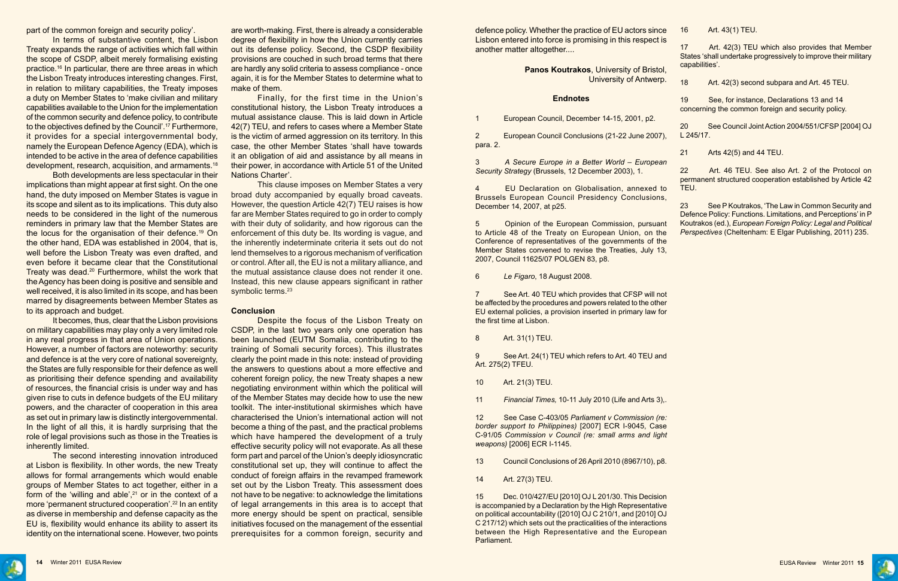part of the common foreign and security policy'.

In terms of substantive content, the Lisbon Treaty expands the range of activities which fall within the scope of CSDP, albeit merely formalising existing practice.[16] In particular, there are three areas in which the Lisbon Treaty introduces interesting changes. First, in relation to military capabilities, the Treaty imposes a duty on Member States to 'make civilian and military capabilities available to the Union for the implementation of the common security and defence policy, to contribute to the objectives defined by the Council'.[17] Furthermore, it provides for a special intergovernmental body, namely the European Defence Agency (EDA), which is intended to be active in the area of defence capabilities development, research, acquisition, and armaments.[18]

Both developments are less spectacular in their implications than might appear at first sight. On the one hand, the duty imposed on Member States is vague in its scope and silent as to its implications. This duty also needs to be considered in the light of the numerous reminders in primary law that the Member States are the locus for the organisation of their defence.[19] On the other hand, EDA was established in 2004, that is, well before the Lisbon Treaty was even drafted, and even before it became clear that the Constitutional Treaty was dead.[20] Furthermore, whilst the work that the Agency has been doing is positive and sensible and well received, it is also limited in its scope, and has been marred by disagreements between Member States as to its approach and budget.

It becomes, thus, clear that the Lisbon provisions on military capabilities may play only a very limited role in any real progress in that area of Union operations. However, a number of factors are noteworthy: security and defence is at the very core of national sovereignty, the States are fully responsible for their defence as well as prioritising their defence spending and availability of resources, the financial crisis is under way and has given rise to cuts in defence budgets of the EU military powers, and the character of cooperation in this area as set out in primary law is distinctly intergovernmental. In the light of all this, it is hardly surprising that the role of legal provisions such as those in the Treaties is inherently limited.

The second interesting innovation introduced at Lisbon is flexibility. In other words, the new Treaty allows for formal arrangements which would enable groups of Member States to act together, either in a form of the 'willing and able',[21] or in the context of a more 'permanent structured cooperation'.[22] In an entity as diverse in membership and defense capacity as the EU is, flexibility would enhance its ability to assert its identity on the international scene. However, two points are worth-making. First, there is already a considerable degree of flexibility in how the Union currently carries out its defense policy. Second, the CSDP flexibility provisions are couched in such broad terms that there are hardly any solid criteria to assess compliance - once again, it is for the Member States to determine what to make of them.

Finally, for the first time in the Union's constitutional history, the Lisbon Treaty introduces a mutual assistance clause. This is laid down in Article 42(7) TEU, and refers to cases where a Member State is the victim of armed aggression on its territory. In this case, the other Member States 'shall have towards it an obligation of aid and assistance by all means in their power, in accordance with Article 51 of the United Nations Charter'.

This clause imposes on Member States a very broad duty accompanied by equally broad caveats. However, the question Article 42(7) TEU raises is how far are Member States required to go in order to comply with their duty of solidarity, and how rigorous can the enforcement of this duty be. Its wording is vague, and the inherently indeterminate criteria it sets out do not lend themselves to a rigorous mechanism of verification or control. After all, the EU is not a military alliance, and the mutual assistance clause does not render it one. Instead, this new clause appears significant in rather symbolic terms.[23]

## Conclusion

Despite the focus of the Lisbon Treaty on CSDP, in the last two years only one operation has been launched (EUTM Somalia, contributing to the training of Somali security forces). This illustrates clearly the point made in this note: instead of providing the answers to questions about a more effective and coherent foreign policy, the new Treaty shapes a new negotiating environment within which the political will of the Member States may decide how to use the new toolkit. The inter-institutional skirmishes which have characterised the Union's international action will not become a thing of the past, and the practical problems which have hampered the development of a truly effective security policy will not evaporate. As all these form part and parcel of the Union's deeply idiosyncratic constitutional set up, they will continue to affect the conduct of foreign affairs in the revamped framework set out by the Lisbon Treaty. This assessment does not have to be negative: to acknowledge the limitations of legal arrangements in this area is to accept that more energy should be spent on practical, sensible initiatives focused on the management of the essential prerequisites for a common foreign, security and defence policy. Whether the practice of EU actors since Lisbon entered into force is promising in this respect is another matter altogether....

**Panos Koutrakos**, University of Bristol, University of Antwerp.

### Endnotes

1 European Council, December 14-15, 2001, p2.

2 European Council Conclusions (21-22 June 2007), para. 2.

3 *A Secure Europe in a Better World – European Security Strategy* (Brussels, 12 December 2003), 1.

4 EU Declaration on Globalisation, annexed to Brussels European Council Presidency Conclusions, December 14, 2007, at p25.

5 Opinion of the European Commission, pursuant to Article 48 of the Treaty on European Union, on the Conference of representatives of the governments of the Member States convened to revise the Treaties, July 13, 2007, Council 11625/07 POLGEN 83, p8.

6 *Le Figaro*, 18 August 2008.

7 See Art. 40 TEU which provides that CFSP will not be affected by the procedures and powers related to the other EU external policies, a provision inserted in primary law for the first time at Lisbon.

8 Art. 31(1) TEU.

9 See Art. 24(1) TEU which refers to Art. 40 TEU and Art. 275(2) TFEU.

10 Art. 21(3) TEU.

11 *Financial Times,* 10-11 July 2010 (Life and Arts 3),.

12 See Case C-403/05 *Parliament v Commission (re: border support to Philippines)* [2007] ECR I-9045, Case C-91/05 *Commission v Council (re: small arms and light weapons)* [2006] ECR I-1145.

13 Council Conclusions of 26 April 2010 (8967/10), p8.

14 Art. 27(3) TEU.

15 Dec. 010/427/EU [2010] OJ L 201/30. This Decision is accompanied by a Declaration by the High Representative on political accountability ([2010] OJ C 210/1, and [2010] OJ C 217/12) which sets out the practicalities of the interactions between the High Representative and the European Parliament.

16 Art. 43(1) TEU.

17 Art. 42(3) TEU which also provides that Member States 'shall undertake progressively to improve their military capabilities'.

18 Art. 42(3) second subpara and Art. 45 TEU.

19 See, for instance, Declarations 13 and 14 concerning the common foreign and security policy.

20 See Council Joint Action 2004/551/CFSP [2004] OJ L 245/17.

21 Arts 42(5) and 44 TEU.

22 Art. 46 TEU. See also Art. 2 of the Protocol on permanent structured cooperation established by Article 42 TEU.

23 See P Koutrakos, 'The Law in Common Security and Defence Policy: Functions. Limitations, and Perceptions' in P Koutrakos (ed.), *European Foreign Policy: Legal and Political Perspectives* (Cheltenham: E Elgar Publishing, 2011) 235.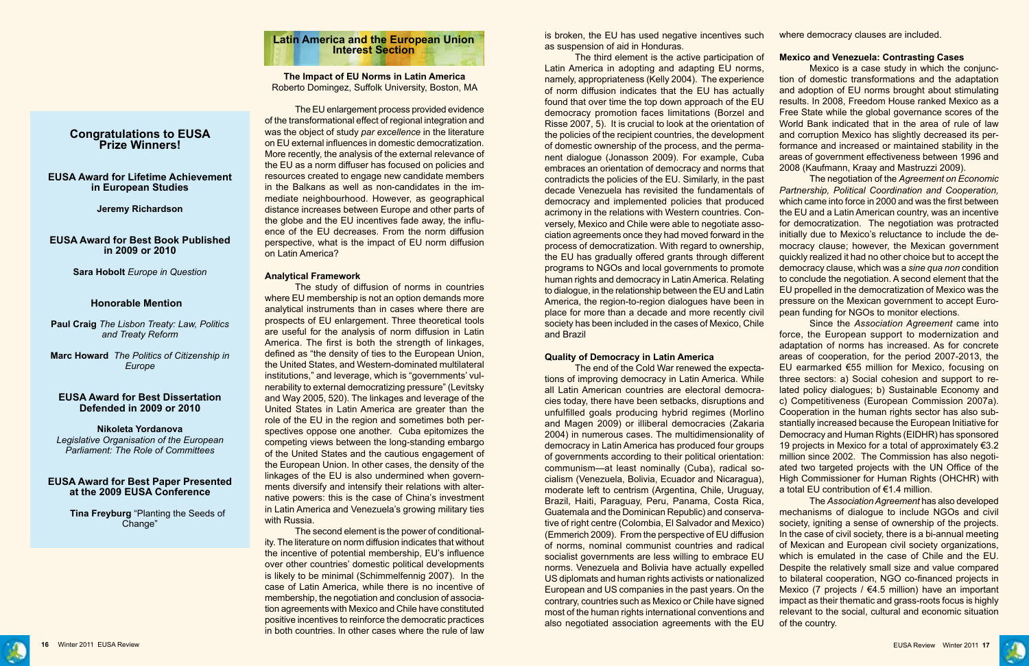## Congratulations to EUSA Prize Winners!

**EUSA Award for Lifetime Achievement in European Studies**

**Jeremy Richardson**

**EUSA Award for Best Book Published in 2009 or 2010**

**Sara Hobolt** *Europe in Question*

**Honorable Mention**

**Paul Craig** *The Lisbon Treaty: Law, Politics and Treaty Reform*

**Marc Howard** *The Politics of Citizenship in Europe*

**EUSA Award for Best Dissertation Defended in 2009 or 2010**

**Nikoleta Yordanova**
*Legislative Organisation of the European Parliament: The Role of Committees*

**EUSA Award for Best Paper Presented at the 2009 EUSA Conference**

**Tina Freyburg** "Planting the Seeds of Change"

## Latin America and the European Union Interest Section

**The Impact of EU Norms in Latin America**
Roberto Domingez, Suffolk University, Boston, MA

The EU enlargement process provided evidence of the transformational effect of regional integration and was the object of study *par excellence* in the literature on EU external influences in domestic democratization. More recently, the analysis of the external relevance of the EU as a norm diffuser has focused on policies and resources created to engage new candidate members in the Balkans as well as non-candidates in the immediate neighbourhood. However, as geographical distance increases between Europe and other parts of the globe and the EU incentives fade away, the influence of the EU decreases. From the norm diffusion perspective, what is the impact of EU norm diffusion on Latin America?

### Analytical Framework

The study of diffusion of norms in countries where EU membership is not an option demands more analytical instruments than in cases where there are prospects of EU enlargement. Three theoretical tools are useful for the analysis of norm diffusion in Latin America. The first is both the strength of linkages, defined as "the density of ties to the European Union, the United States, and Western-dominated multilateral institutions," and leverage, which is "governments' vulnerability to external democratizing pressure" (Levitsky and Way 2005, 520). The linkages and leverage of the United States in Latin America are greater than the role of the EU in the region and sometimes both perspectives oppose one another. Cuba epitomizes the competing views between the long-standing embargo of the United States and the cautious engagement of the European Union. In other cases, the density of the linkages of the EU is also undermined when governments diversify and intensify their relations with alternative powers: this is the case of China's investment in Latin America and Venezuela's growing military ties with Russia.

The second element is the power of conditionality. The literature on norm diffusion indicates that without the incentive of potential membership, EU's influence over other countries' domestic political developments is likely to be minimal (Schimmelfennig 2007). In the case of Latin America, while there is no incentive of membership, the negotiation and conclusion of association agreements with Mexico and Chile have constituted positive incentives to reinforce the democratic practices in both countries. In other cases where the rule of law is broken, the EU has used negative incentives such as suspension of aid in Honduras.

The third element is the active participation of Latin America in adopting and adapting EU norms, namely, appropriateness (Kelly 2004). The experience of norm diffusion indicates that the EU has actually found that over time the top down approach of the EU democracy promotion faces limitations (Borzel and Risse 2007, 5). It is crucial to look at the orientation of the policies of the recipient countries, the development of domestic ownership of the process, and the permanent dialogue (Jonasson 2009). For example, Cuba embraces an orientation of democracy and norms that contradicts the policies of the EU. Similarly, in the past decade Venezuela has revisited the fundamentals of democracy and implemented policies that produced acrimony in the relations with Western countries. Conversely, Mexico and Chile were able to negotiate association agreements once they had moved forward in the process of democratization. With regard to ownership, the EU has gradually offered grants through different programs to NGOs and local governments to promote human rights and democracy in Latin America. Relating to dialogue, in the relationship between the EU and Latin America, the region-to-region dialogues have been in place for more than a decade and more recently civil society has been included in the cases of Mexico, Chile and Brazil

### Quality of Democracy in Latin America

The end of the Cold War renewed the expectations of improving democracy in Latin America. While all Latin American countries are electoral democracies today, there have been setbacks, disruptions and unfulfilled goals producing hybrid regimes (Morlino and Magen 2009) or illiberal democracies (Zakaria 2004) in numerous cases. The multidimensionality of democracy in Latin America has produced four groups of governments according to their political orientation: communism—at least nominally (Cuba), radical socialism (Venezuela, Bolivia, Ecuador and Nicaragua), moderate left to centrism (Argentina, Chile, Uruguay, Brazil, Haiti, Paraguay, Peru, Panama, Costa Rica, Guatemala and the Dominican Republic) and conservative of right centre (Colombia, El Salvador and Mexico) (Emmerich 2009). From the perspective of EU diffusion of norms, nominal communist countries and radical socialist governments are less willing to embrace EU norms. Venezuela and Bolivia have actually expelled US diplomats and human rights activists or nationalized European and US companies in the past years. On the contrary, countries such as Mexico or Chile have signed most of the human rights international conventions and also negotiated association agreements with the EU where democracy clauses are included.

### Mexico and Venezuela: Contrasting Cases

Mexico is a case study in which the conjunction of domestic transformations and the adaptation and adoption of EU norms brought about stimulating results. In 2008, Freedom House ranked Mexico as a Free State while the global governance scores of the World Bank indicated that in the area of rule of law and corruption Mexico has slightly decreased its performance and increased or maintained stability in the areas of government effectiveness between 1996 and 2008 (Kaufmann, Kraay and Mastruzzi 2009).

The negotiation of the *Agreement on Economic Partnership, Political Coordination and Cooperation,* which came into force in 2000 and was the first between the EU and a Latin American country, was an incentive for democratization. The negotiation was protracted initially due to Mexico's reluctance to include the democracy clause; however, the Mexican government quickly realized it had no other choice but to accept the democracy clause, which was a *sine qua non* condition to conclude the negotiation. A second element that the EU propelled in the democratization of Mexico was the pressure on the Mexican government to accept European funding for NGOs to monitor elections.

Since the *Association Agreement* came into force, the European support to modernization and adaptation of norms has increased. As for concrete areas of cooperation, for the period 2007-2013, the EU earmarked €55 million for Mexico, focusing on three sectors: a) Social cohesion and support to related policy dialogues; b) Sustainable Economy and c) Competitiveness (European Commission 2007a). Cooperation in the human rights sector has also substantially increased because the European Initiative for Democracy and Human Rights (EIDHR) has sponsored 19 projects in Mexico for a total of approximately €3.2 million since 2002. The Commission has also negotiated two targeted projects with the UN Office of the High Commissioner for Human Rights (OHCHR) with a total EU contribution of €1.4 million.

The *Association Agreement* has also developed mechanisms of dialogue to include NGOs and civil society, igniting a sense of ownership of the projects. In the case of civil society, there is a bi-annual meeting of Mexican and European civil society organizations, which is emulated in the case of Chile and the EU. Despite the relatively small size and value compared to bilateral cooperation, NGO co-financed projects in Mexico (7 projects / €4.5 million) have an important impact as their thematic and grass-roots focus is highly relevant to the social, cultural and economic situation of the country.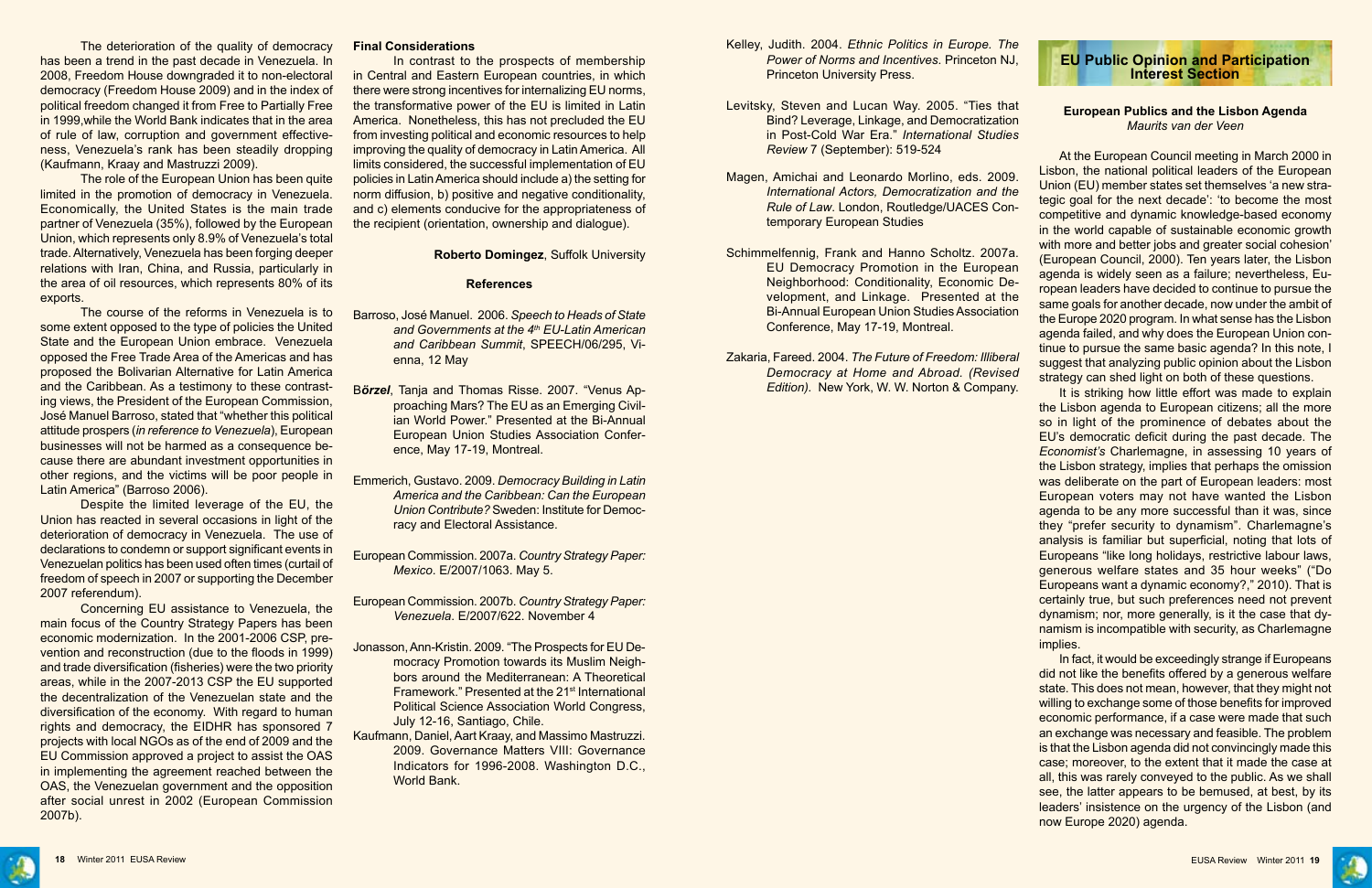The deterioration of the quality of democracy has been a trend in the past decade in Venezuela. In 2008, Freedom House downgraded it to non-electoral democracy (Freedom House 2009) and in the index of political freedom changed it from Free to Partially Free in 1999,while the World Bank indicates that in the area of rule of law, corruption and government effectiveness, Venezuela's rank has been steadily dropping (Kaufmann, Kraay and Mastruzzi 2009).

The role of the European Union has been quite limited in the promotion of democracy in Venezuela. Economically, the United States is the main trade partner of Venezuela (35%), followed by the European Union, which represents only 8.9% of Venezuela's total trade. Alternatively, Venezuela has been forging deeper relations with Iran, China, and Russia, particularly in the area of oil resources, which represents 80% of its exports.

The course of the reforms in Venezuela is to some extent opposed to the type of policies the United State and the European Union embrace. Venezuela opposed the Free Trade Area of the Americas and has proposed the Bolivarian Alternative for Latin America and the Caribbean. As a testimony to these contrasting views, the President of the European Commission, José Manuel Barroso, stated that "whether this political attitude prospers (*in reference to Venezuela*), European businesses will not be harmed as a consequence because there are abundant investment opportunities in other regions, and the victims will be poor people in Latin America" (Barroso 2006).

Despite the limited leverage of the EU, the Union has reacted in several occasions in light of the deterioration of democracy in Venezuela. The use of declarations to condemn or support significant events in Venezuelan politics has been used often times (curtail of freedom of speech in 2007 or supporting the December 2007 referendum).

Concerning EU assistance to Venezuela, the main focus of the Country Strategy Papers has been economic modernization. In the 2001-2006 CSP, prevention and reconstruction (due to the floods in 1999) and trade diversification (fisheries) were the two priority areas, while in the 2007-2013 CSP the EU supported the decentralization of the Venezuelan state and the diversification of the economy. With regard to human rights and democracy, the EIDHR has sponsored 7 projects with local NGOs as of the end of 2009 and the EU Commission approved a project to assist the OAS in implementing the agreement reached between the OAS, the Venezuelan government and the opposition after social unrest in 2002 (European Commission 2007b).

**Final Considerations**

In contrast to the prospects of membership in Central and Eastern European countries, in which there were strong incentives for internalizing EU norms, the transformative power of the EU is limited in Latin America. Nonetheless, this has not precluded the EU from investing political and economic resources to help improving the quality of democracy in Latin America. All limits considered, the successful implementation of EU policies in Latin America should include a) the setting for norm diffusion, b) positive and negative conditionality, and c) elements conducive for the appropriateness of the recipient (orientation, ownership and dialogue).

**Roberto Domingez**, Suffolk University

**References**

Barroso, José Manuel. 2006. *Speech to Heads of State and Governments at the 4th EU-Latin American and Caribbean Summit*, SPEECH/06/295, Vienna, 12 May

B*ö*rzel, Tanja and Thomas Risse. 2007. "Venus Approaching Mars? The EU as an Emerging Civilian World Power." Presented at the Bi-Annual European Union Studies Association Conference, May 17-19, Montreal.

Emmerich, Gustavo. 2009. *Democracy Building in Latin America and the Caribbean: Can the European Union Contribute?* Sweden: Institute for Democracy and Electoral Assistance.

European Commission. 2007a. *Country Strategy Paper: Mexico*. E/2007/1063. May 5.

European Commission. 2007b. *Country Strategy Paper: Venezuela*. E/2007/622. November 4

Jonasson, Ann-Kristin. 2009. "The Prospects for EU Democracy Promotion towards its Muslim Neighbors around the Mediterranean: A Theoretical Framework." Presented at the 21st International Political Science Association World Congress, July 12-16, Santiago, Chile.

Kaufmann, Daniel, Aart Kraay, and Massimo Mastruzzi. 2009. Governance Matters VIII: Governance Indicators for 1996-2008. Washington D.C., World Bank.

Kelley, Judith. 2004. *Ethnic Politics in Europe. The Power of Norms and Incentives*. Princeton NJ, Princeton University Press.

Levitsky, Steven and Lucan Way. 2005. "Ties that Bind? Leverage, Linkage, and Democratization in Post-Cold War Era." *International Studies Review* 7 (September): 519-524

Magen, Amichai and Leonardo Morlino, eds. 2009. *International Actors, Democratization and the Rule of Law*. London, Routledge/UACES Contemporary European Studies

Schimmelfennig, Frank and Hanno Scholtz. 2007a. EU Democracy Promotion in the European Neighborhood: Conditionality, Economic Development, and Linkage. Presented at the Bi-Annual European Union Studies Association Conference, May 17-19, Montreal.

Zakaria, Fareed. 2004. *The Future of Freedom: Illiberal Democracy at Home and Abroad. (Revised Edition).* New York, W. W. Norton & Company.

## EU Public Opinion and Participation Interest Section

### European Publics and the Lisbon Agenda

*Maurits van der Veen*

At the European Council meeting in March 2000 in Lisbon, the national political leaders of the European Union (EU) member states set themselves 'a new strategic goal for the next decade': 'to become the most competitive and dynamic knowledge-based economy in the world capable of sustainable economic growth with more and better jobs and greater social cohesion' (European Council, 2000). Ten years later, the Lisbon agenda is widely seen as a failure; nevertheless, European leaders have decided to continue to pursue the same goals for another decade, now under the ambit of the Europe 2020 program. In what sense has the Lisbon agenda failed, and why does the European Union continue to pursue the same basic agenda? In this note, I suggest that analyzing public opinion about the Lisbon strategy can shed light on both of these questions.

It is striking how little effort was made to explain the Lisbon agenda to European citizens; all the more so in light of the prominence of debates about the EU's democratic deficit during the past decade. The *Economist's* Charlemagne, in assessing 10 years of the Lisbon strategy, implies that perhaps the omission was deliberate on the part of European leaders: most European voters may not have wanted the Lisbon agenda to be any more successful than it was, since they "prefer security to dynamism". Charlemagne's analysis is familiar but superficial, noting that lots of Europeans "like long holidays, restrictive labour laws, generous welfare states and 35 hour weeks" ("Do Europeans want a dynamic economy?," 2010). That is certainly true, but such preferences need not prevent dynamism; nor, more generally, is it the case that dynamism is incompatible with security, as Charlemagne implies.

In fact, it would be exceedingly strange if Europeans did not like the benefits offered by a generous welfare state. This does not mean, however, that they might not willing to exchange some of those benefits for improved economic performance, if a case were made that such an exchange was necessary and feasible. The problem is that the Lisbon agenda did not convincingly made this case; moreover, to the extent that it made the case at all, this was rarely conveyed to the public. As we shall see, the latter appears to be bemused, at best, by its leaders' insistence on the urgency of the Lisbon (and now Europe 2020) agenda.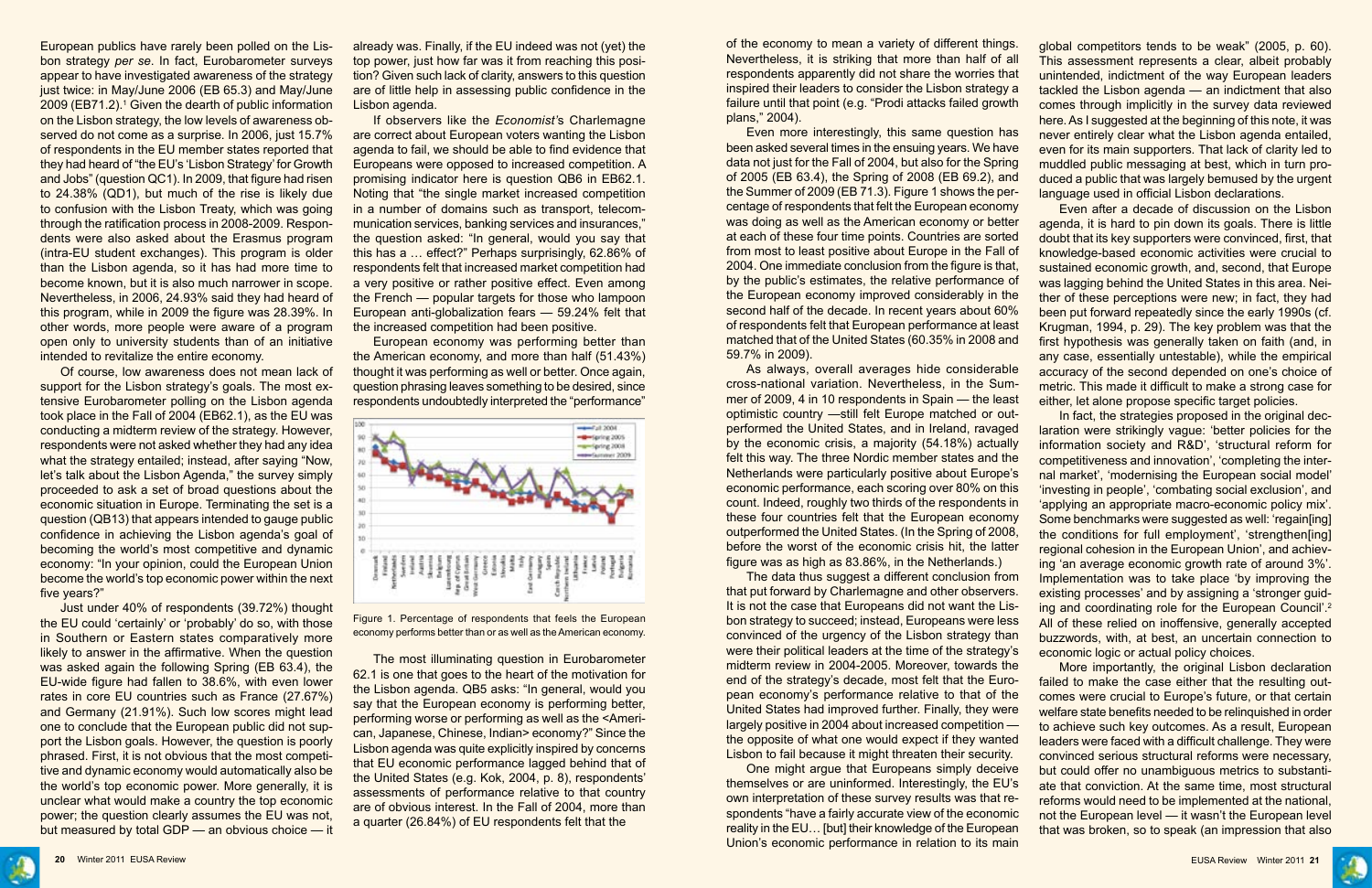European publics have rarely been polled on the Lisbon strategy *per se*. In fact, Eurobarometer surveys appear to have investigated awareness of the strategy just twice: in May/June 2006 (EB 65.3) and May/June 2009 (EB71.2).[1] Given the dearth of public information on the Lisbon strategy, the low levels of awareness observed do not come as a surprise. In 2006, just 15.7% of respondents in the EU member states reported that they had heard of "the EU's 'Lisbon Strategy' for Growth and Jobs" (question QC1). In 2009, that figure had risen to 24.38% (QD1), but much of the rise is likely due to confusion with the Lisbon Treaty, which was going through the ratification process in 2008-2009. Respondents were also asked about the Erasmus program (intra-EU student exchanges). This program is older than the Lisbon agenda, so it has had more time to become known, but it is also much narrower in scope. Nevertheless, in 2006, 24.93% said they had heard of this program, while in 2009 the figure was 28.39%. In other words, more people were aware of a program open only to university students than of an initiative intended to revitalize the entire economy.

Of course, low awareness does not mean lack of support for the Lisbon strategy's goals. The most extensive Eurobarometer polling on the Lisbon agenda took place in the Fall of 2004 (EB62.1), as the EU was conducting a midterm review of the strategy. However, respondents were not asked whether they had any idea what the strategy entailed; instead, after saying "Now, let's talk about the Lisbon Agenda," the survey simply proceeded to ask a set of broad questions about the economic situation in Europe. Terminating the set is a question (QB13) that appears intended to gauge public confidence in achieving the Lisbon agenda's goal of becoming the world's most competitive and dynamic economy: "In your opinion, could the European Union become the world's top economic power within the next five years?"

Just under 40% of respondents (39.72%) thought the EU could 'certainly' or 'probably' do so, with those in Southern or Eastern states comparatively more likely to answer in the affirmative. When the question was asked again the following Spring (EB 63.4), the EU-wide figure had fallen to 38.6%, with even lower rates in core EU countries such as France (27.67%) and Germany (21.91%). Such low scores might lead one to conclude that the European public did not support the Lisbon goals. However, the question is poorly phrased. First, it is not obvious that the most competitive and dynamic economy would automatically also be the world's top economic power. More generally, it is unclear what would make a country the top economic power; the question clearly assumes the EU was not, but measured by total GDP — an obvious choice — it already was. Finally, if the EU indeed was not (yet) the top power, just how far was it from reaching this position? Given such lack of clarity, answers to this question are of little help in assessing public confidence in the Lisbon agenda.

If observers like the *Economist*'s Charlemagne are correct about European voters wanting the Lisbon agenda to fail, we should be able to find evidence that Europeans were opposed to increased competition. A promising indicator here is question QB6 in EB62.1. Noting that "the single market increased competition in a number of domains such as transport, telecommunication services, banking services and insurances," the question asked: "In general, would you say that this has a … effect?" Perhaps surprisingly, 62.86% of respondents felt that increased market competition had a very positive or rather positive effect. Even among the French — popular targets for those who lampoon European anti-globalization fears — 59.24% felt that the increased competition had been positive.

Figure 1. Percentage of respondents that feels the European economy performs better than or as well as the American economy.

The most illuminating question in Eurobarometer 62.1 is one that goes to the heart of the motivation for the Lisbon agenda. QB5 asks: "In general, would you say that the European economy is performing better, performing worse or performing as well as the <American, Japanese, Chinese, Indian> economy?" Since the Lisbon agenda was quite explicitly inspired by concerns that EU economic performance lagged behind that of the United States (e.g. Kok, 2004, p. 8), respondents' assessments of performance relative to that country are of obvious interest. In the Fall of 2004, more than a quarter (26.84%) of EU respondents felt that the European economy was performing better than the American economy, and more than half (51.43%) thought it was performing as well or better. Once again, question phrasing leaves something to be desired, since respondents undoubtedly interpreted the "performance" of the economy to mean a variety of different things. Nevertheless, it is striking that more than half of all respondents apparently did not share the worries that inspired their leaders to consider the Lisbon strategy a failure until that point (e.g. "Prodi attacks failed growth plans," 2004).

Even more interestingly, this same question has been asked several times in the ensuing years. We have data not just for the Fall of 2004, but also for the Spring of 2005 (EB 63.4), the Spring of 2008 (EB 69.2), and the Summer of 2009 (EB 71.3). Figure 1 shows the percentage of respondents that felt the European economy was doing as well as the American economy or better at each of these four time points. Countries are sorted from most to least positive about Europe in the Fall of 2004. One immediate conclusion from the figure is that, by the public's estimates, the relative performance of the European economy improved considerably in the second half of the decade. In recent years about 60% of respondents felt that European performance at least matched that of the United States (60.35% in 2008 and 59.7% in 2009).

As always, overall averages hide considerable cross-national variation. Nevertheless, in the Summer of 2009, 4 in 10 respondents in Spain — the least optimistic country —still felt Europe matched or outperformed the United States, and in Ireland, ravaged by the economic crisis, a majority (54.18%) actually felt this way. The three Nordic member states and the Netherlands were particularly positive about Europe's economic performance, each scoring over 80% on this count. Indeed, roughly two thirds of the respondents in these four countries felt that the European economy outperformed the United States. (In the Spring of 2008, before the worst of the economic crisis hit, the latter figure was as high as 83.86%, in the Netherlands.)

The data thus suggest a different conclusion from that put forward by Charlemagne and other observers. It is not the case that Europeans did not want the Lisbon strategy to succeed; instead, Europeans were less convinced of the urgency of the Lisbon strategy than were their political leaders at the time of the strategy's midterm review in 2004-2005. Moreover, towards the end of the strategy's decade, most felt that the European economy's performance relative to that of the United States had improved further. Finally, they were largely positive in 2004 about increased competition — the opposite of what one would expect if they wanted Lisbon to fail because it might threaten their security.

One might argue that Europeans simply deceive themselves or are uninformed. Interestingly, the EU's own interpretation of these survey results was that respondents "have a fairly accurate view of the economic reality in the EU… [but] their knowledge of the European Union's economic performance in relation to its main global competitors tends to be weak" (2005, p. 60). This assessment represents a clear, albeit probably unintended, indictment of the way European leaders tackled the Lisbon agenda — an indictment that also comes through implicitly in the survey data reviewed here. As I suggested at the beginning of this note, it was never entirely clear what the Lisbon agenda entailed, even for its main supporters. That lack of clarity led to muddled public messaging at best, which in turn produced a public that was largely bemused by the urgent language used in official Lisbon declarations.

Even after a decade of discussion on the Lisbon agenda, it is hard to pin down its goals. There is little doubt that its key supporters were convinced, first, that knowledge-based economic activities were crucial to sustained economic growth, and, second, that Europe was lagging behind the United States in this area. Neither of these perceptions were new; in fact, they had been put forward repeatedly since the early 1990s (cf. Krugman, 1994, p. 29). The key problem was that the first hypothesis was generally taken on faith (and, in any case, essentially untestable), while the empirical accuracy of the second depended on one's choice of metric. This made it difficult to make a strong case for either, let alone propose specific target policies.

In fact, the strategies proposed in the original declaration were strikingly vague: 'better policies for the information society and R&D', 'structural reform for competitiveness and innovation', 'completing the internal market', 'modernising the European social model' 'investing in people', 'combating social exclusion', and 'applying an appropriate macro-economic policy mix'. Some benchmarks were suggested as well: 'regain[ing] the conditions for full employment', 'strengthen[ing] regional cohesion in the European Union', and achieving 'an average economic growth rate of around 3%'. Implementation was to take place 'by improving the existing processes' and by assigning a 'stronger guiding and coordinating role for the European Council'.[2] All of these relied on inoffensive, generally accepted buzzwords, with, at best, an uncertain connection to economic logic or actual policy choices.

More importantly, the original Lisbon declaration failed to make the case either that the resulting outcomes were crucial to Europe's future, or that certain welfare state benefits needed to be relinquished in order to achieve such key outcomes. As a result, European leaders were faced with a difficult challenge. They were convinced serious structural reforms were necessary, but could offer no unambiguous metrics to substantiate that conviction. At the same time, most structural reforms would need to be implemented at the national, not the European level — it wasn't the European level that was broken, so to speak (an impression that also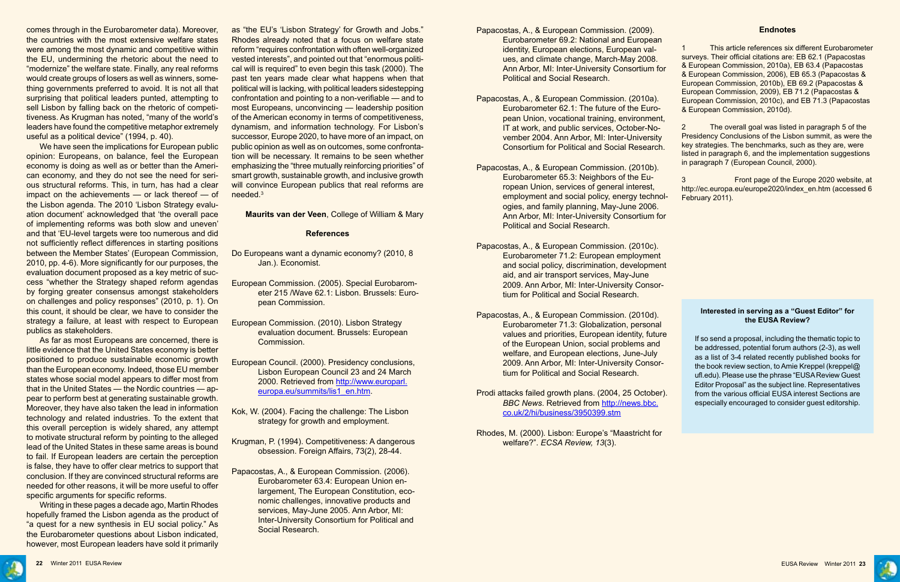comes through in the Eurobarometer data). Moreover, the countries with the most extensive welfare states were among the most dynamic and competitive within the EU, undermining the rhetoric about the need to "modernize" the welfare state. Finally, any real reforms would create groups of losers as well as winners, something governments preferred to avoid. It is not all that surprising that political leaders punted, attempting to sell Lisbon by falling back on the rhetoric of competitiveness. As Krugman has noted, "many of the world's leaders have found the competitive metaphor extremely useful as a political device" (1994, p. 40).

We have seen the implications for European public opinion: Europeans, on balance, feel the European economy is doing as well as or better than the American economy, and they do not see the need for serious structural reforms. This, in turn, has had a clear impact on the achievements — or lack thereof — of the Lisbon agenda. The 2010 'Lisbon Strategy evaluation document' acknowledged that 'the overall pace of implementing reforms was both slow and uneven' and that 'EU-level targets were too numerous and did not sufficiently reflect differences in starting positions between the Member States' (European Commission, 2010, pp. 4-6). More significantly for our purposes, the evaluation document proposed as a key metric of success "whether the Strategy shaped reform agendas by forging greater consensus amongst stakeholders on challenges and policy responses" (2010, p. 1). On this count, it should be clear, we have to consider the strategy a failure, at least with respect to European publics as stakeholders.

As far as most Europeans are concerned, there is little evidence that the United States economy is better positioned to produce sustainable economic growth than the European economy. Indeed, those EU member states whose social model appears to differ most from that in the United States — the Nordic countries — appear to perform best at generating sustainable growth. Moreover, they have also taken the lead in information technology and related industries. To the extent that this overall perception is widely shared, any attempt to motivate structural reform by pointing to the alleged lead of the United States in these same areas is bound to fail. If European leaders are certain the perception is false, they have to offer clear metrics to support that conclusion. If they are convinced structural reforms are needed for other reasons, it will be more useful to offer specific arguments for specific reforms.

Writing in these pages a decade ago, Martin Rhodes hopefully framed the Lisbon agenda as the product of "a quest for a new synthesis in EU social policy." As the Eurobarometer questions about Lisbon indicated, however, most European leaders have sold it primarily as "the EU's 'Lisbon Strategy' for Growth and Jobs." Rhodes already noted that a focus on welfare state reform "requires confrontation with often well-organized vested interests", and pointed out that "enormous political will is required" to even begin this task (2000). The past ten years made clear what happens when that political will is lacking, with political leaders sidestepping confrontation and pointing to a non-verifiable — and to most Europeans, unconvincing — leadership position of the American economy in terms of competitiveness, dynamism, and information technology. For Lisbon's successor, Europe 2020, to have more of an impact, on public opinion as well as on outcomes, some confrontation will be necessary. It remains to be seen whether emphasizing the "three mutually reinforcing priorities" of smart growth, sustainable growth, and inclusive growth will convince European publics that real reforms are needed.[3]

**Maurits van der Veen**, College of William & Mary

## References

Do Europeans want a dynamic economy? (2010, 8 Jan.). Economist.

European Commission. (2005). Special Eurobarometer 215 /Wave 62.1: Lisbon. Brussels: European Commission.

European Commission. (2010). Lisbon Strategy evaluation document. Brussels: European Commission.

European Council. (2000). Presidency conclusions, Lisbon European Council 23 and 24 March 2000. Retrieved from http://www.europarl.europa.eu/summits/lis1_en.htm.

Kok, W. (2004). Facing the challenge: The Lisbon strategy for growth and employment.

Krugman, P. (1994). Competitiveness: A dangerous obsession. Foreign Affairs, 73(2), 28-44.

Papacostas, A., & European Commission. (2006). Eurobarometer 63.4: European Union enlargement, The European Constitution, economic challenges, innovative products and services, May-June 2005. Ann Arbor, MI: Inter-University Consortium for Political and Social Research.

Papacostas, A., & European Commission. (2009). Eurobarometer 69.2: National and European identity, European elections, European values, and climate change, March-May 2008. Ann Arbor, MI: Inter-University Consortium for Political and Social Research.

Papacostas, A., & European Commission. (2010a). Eurobarometer 62.1: The future of the European Union, vocational training, environment, IT at work, and public services, October-November 2004. Ann Arbor, MI: Inter-University Consortium for Political and Social Research.

Papacostas, A., & European Commission. (2010b). Eurobarometer 65.3: Neighbors of the European Union, services of general interest, employment and social policy, energy technologies, and family planning, May-June 2006. Ann Arbor, MI: Inter-University Consortium for Political and Social Research.

Papacostas, A., & European Commission. (2010c). Eurobarometer 71.2: European employment and social policy, discrimination, development aid, and air transport services, May-June 2009. Ann Arbor, MI: Inter-University Consortium for Political and Social Research.

Papacostas, A., & European Commission. (2010d). Eurobarometer 71.3: Globalization, personal values and priorities, European identity, future of the European Union, social problems and welfare, and European elections, June-July 2009. Ann Arbor, MI: Inter-University Consortium for Political and Social Research.

Prodi attacks failed growth plans. (2004, 25 October). *BBC News*. Retrieved from http://news.bbc.co.uk/2/hi/business/3950399.stm

Rhodes, M. (2000). Lisbon: Europe's "Maastricht for welfare?". *ECSA Review, 13*(3).

## Endnotes

1 This article references six different Eurobarometer surveys. Their official citations are: EB 62.1 (Papacostas & European Commission, 2010a), EB 63.4 (Papacostas & European Commission, 2006), EB 65.3 (Papacostas & European Commission, 2010b), EB 69.2 (Papacostas & European Commission, 2009), EB 71.2 (Papacostas & European Commission, 2010c), and EB 71.3 (Papacostas & European Commission, 2010d).

2 The overall goal was listed in paragraph 5 of the Presidency Conclusions of the Lisbon summit, as were the key strategies. The benchmarks, such as they are, were listed in paragraph 6, and the implementation suggestions in paragraph 7 (European Council, 2000).

3 Front page of the Europe 2020 website, at http://ec.europa.eu/europe2020/index_en.htm (accessed 6 February 2011).

**Interested in serving as a "Guest Editor" for the EUSA Review?**

If so send a proposal, including the thematic topic to be addressed, potential forum authors (2-3), as well as a list of 3-4 related recently published books for the book review section, to Amie Kreppel (kreppel@ufl.edu). Please use the phrase "EUSA Review Guest Editor Proposal" as the subject line. Representatives from the various official EUSA interest Sections are especially encouraged to consider guest editorship.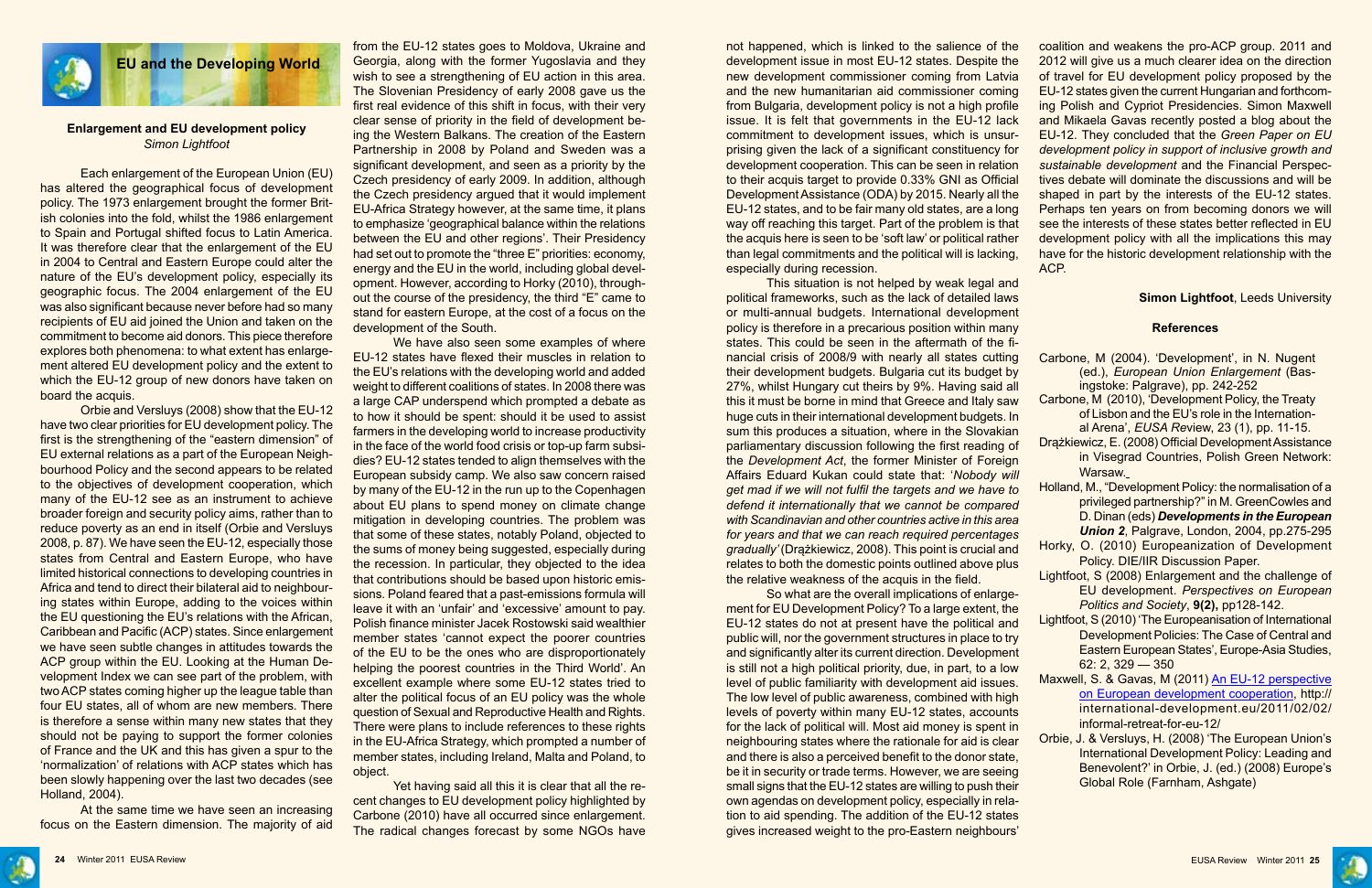## EU and the Developing World

### Enlargement and EU development policy

*Simon Lightfoot*

Each enlargement of the European Union (EU) has altered the geographical focus of development policy. The 1973 enlargement brought the former British colonies into the fold, whilst the 1986 enlargement to Spain and Portugal shifted focus to Latin America. It was therefore clear that the enlargement of the EU in 2004 to Central and Eastern Europe could alter the nature of the EU's development policy, especially its geographic focus. The 2004 enlargement of the EU was also significant because never before had so many recipients of EU aid joined the Union and taken on the commitment to become aid donors. This piece therefore explores both phenomena: to what extent has enlargement altered EU development policy and the extent to which the EU-12 group of new donors have taken on board the acquis.

Orbie and Versluys (2008) show that the EU-12 have two clear priorities for EU development policy. The first is the strengthening of the "eastern dimension" of EU external relations as a part of the European Neighbourhood Policy and the second appears to be related to the objectives of development cooperation, which many of the EU-12 see as an instrument to achieve broader foreign and security policy aims, rather than to reduce poverty as an end in itself (Orbie and Versluys 2008, p. 87). We have seen the EU-12, especially those states from Central and Eastern Europe, who have limited historical connections to developing countries in Africa and tend to direct their bilateral aid to neighbouring states within Europe, adding to the voices within the EU questioning the EU's relations with the African, Caribbean and Pacific (ACP) states. Since enlargement we have seen subtle changes in attitudes towards the ACP group within the EU. Looking at the Human Development Index we can see part of the problem, with two ACP states coming higher up the league table than four EU states, all of whom are new members. There is therefore a sense within many new states that they should not be paying to support the former colonies of France and the UK and this has given a spur to the 'normalization' of relations with ACP states which has been slowly happening over the last two decades (see Holland, 2004).

At the same time we have seen an increasing focus on the Eastern dimension. The majority of aid from the EU-12 states goes to Moldova, Ukraine and Georgia, along with the former Yugoslavia and they wish to see a strengthening of EU action in this area. The Slovenian Presidency of early 2008 gave us the first real evidence of this shift in focus, with their very clear sense of priority in the field of development being the Western Balkans. The creation of the Eastern Partnership in 2008 by Poland and Sweden was a significant development, and seen as a priority by the Czech presidency of early 2009. In addition, although the Czech presidency argued that it would implement EU-Africa Strategy however, at the same time, it plans to emphasize 'geographical balance within the relations between the EU and other regions'. Their Presidency had set out to promote the "three E" priorities: economy, energy and the EU in the world, including global development. However, according to Horky (2010), throughout the course of the presidency, the third "E" came to stand for eastern Europe, at the cost of a focus on the development of the South.

We have also seen some examples of where EU-12 states have flexed their muscles in relation to the EU's relations with the developing world and added weight to different coalitions of states. In 2008 there was a large CAP underspend which prompted a debate as to how it should be spent: should it be used to assist farmers in the developing world to increase productivity in the face of the world food crisis or top-up farm subsidies? EU-12 states tended to align themselves with the European subsidy camp. We also saw concern raised by many of the EU-12 in the run up to the Copenhagen about EU plans to spend money on climate change mitigation in developing countries. The problem was that some of these states, notably Poland, objected to the sums of money being suggested, especially during the recession. In particular, they objected to the idea that contributions should be based upon historic emissions. Poland feared that a past-emissions formula will leave it with an 'unfair' and 'excessive' amount to pay. Polish finance minister Jacek Rostowski said wealthier member states 'cannot expect the poorer countries of the EU to be the ones who are disproportionately helping the poorest countries in the Third World'. An excellent example where some EU-12 states tried to alter the political focus of an EU policy was the whole question of Sexual and Reproductive Health and Rights. There were plans to include references to these rights in the EU-Africa Strategy, which prompted a number of member states, including Ireland, Malta and Poland, to object.

Yet having said all this it is clear that all the recent changes to EU development policy highlighted by Carbone (2010) have all occurred since enlargement. The radical changes forecast by some NGOs have not happened, which is linked to the salience of the development issue in most EU-12 states. Despite the new development commissioner coming from Latvia and the new humanitarian aid commissioner coming from Bulgaria, development policy is not a high profile issue. It is felt that governments in the EU-12 lack commitment to development issues, which is unsurprising given the lack of a significant constituency for development cooperation. This can be seen in relation to their acquis target to provide 0.33% GNI as Official Development Assistance (ODA) by 2015. Nearly all the EU-12 states, and to be fair many old states, are a long way off reaching this target. Part of the problem is that the acquis here is seen to be 'soft law' or political rather than legal commitments and the political will is lacking, especially during recession.

This situation is not helped by weak legal and political frameworks, such as the lack of detailed laws or multi-annual budgets. International development policy is therefore in a precarious position within many states. This could be seen in the aftermath of the financial crisis of 2008/9 with nearly all states cutting their development budgets. Bulgaria cut its budget by 27%, whilst Hungary cut theirs by 9%. Having said all this it must be borne in mind that Greece and Italy saw huge cuts in their international development budgets. In sum this produces a situation, where in the Slovakian parliamentary discussion following the first reading of the *Development Act*, the former Minister of Foreign Affairs Eduard Kukan could state that: '*Nobody will get mad if we will not fulfil the targets and we have to defend it internationally that we cannot be compared with Scandinavian and other countries active in this area for years and that we can reach required percentages gradually'* (Drążkiewicz, 2008). This point is crucial and relates to both the domestic points outlined above plus the relative weakness of the acquis in the field.

So what are the overall implications of enlargement for EU Development Policy? To a large extent, the EU-12 states do not at present have the political and public will, nor the government structures in place to try and significantly alter its current direction. Development is still not a high political priority, due, in part, to a low level of public familiarity with development aid issues. The low level of public awareness, combined with high levels of poverty within many EU-12 states, accounts for the lack of political will. Most aid money is spent in neighbouring states where the rationale for aid is clear and there is also a perceived benefit to the donor state, be it in security or trade terms. However, we are seeing small signs that the EU-12 states are willing to push their own agendas on development policy, especially in relation to aid spending. The addition of the EU-12 states gives increased weight to the pro-Eastern neighbours' coalition and weakens the pro-ACP group. 2011 and 2012 will give us a much clearer idea on the direction of travel for EU development policy proposed by the EU-12 states given the current Hungarian and forthcoming Polish and Cypriot Presidencies. Simon Maxwell and Mikaela Gavas recently posted a blog about the EU-12. They concluded that the *Green Paper on EU development policy in support of inclusive growth and sustainable development* and the Financial Perspectives debate will dominate the discussions and will be shaped in part by the interests of the EU-12 states. Perhaps ten years on from becoming donors we will see the interests of these states better reflected in EU development policy with all the implications this may have for the historic development relationship with the ACP.

**Simon Lightfoot**, Leeds University

#### References

Carbone, M (2004). 'Development', in N. Nugent (ed.), *European Union Enlargement* (Basingstoke: Palgrave), pp. 242-252

Carbone, M (2010), 'Development Policy, the Treaty of Lisbon and the EU's role in the International Arena', *EUSA Review*, 23 (1), pp. 11-15.

Drążkiewicz, E. (2008) Official Development Assistance in Visegrad Countries, Polish Green Network: Warsaw.

Holland, M., "Development Policy: the normalisation of a privileged partnership?" in M. GreenCowles and D. Dinan (eds) ***Developments in the European Union 2***, Palgrave, London, 2004, pp.275-295

Horky, O. (2010) Europeanization of Development Policy. DIE/IIR Discussion Paper.

Lightfoot, S (2008) Enlargement and the challenge of EU development. *Perspectives on European Politics and Society*, **9(2),** pp128-142.

Lightfoot, S (2010) 'The Europeanisation of International Development Policies: The Case of Central and Eastern European States', Europe-Asia Studies, 62: 2, 329 — 350

Maxwell, S. & Gavas, M (2011) An EU-12 perspective on European development cooperation, http://international-development.eu/2011/02/02/informal-retreat-for-eu-12/

Orbie, J. & Versluys, H. (2008) 'The European Union's International Development Policy: Leading and Benevolent?' in Orbie, J. (ed.) (2008) Europe's Global Role (Farnham, Ashgate)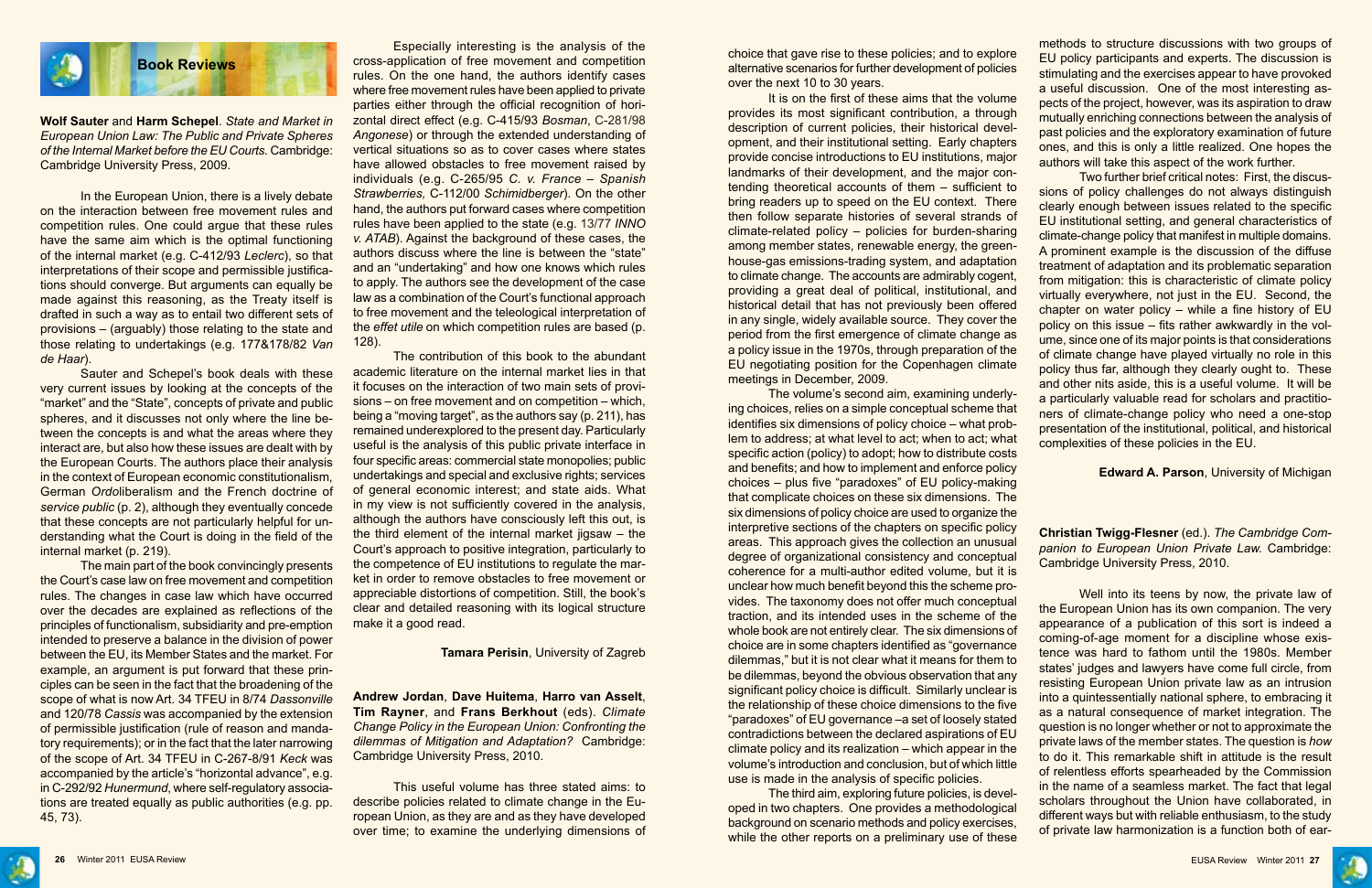## Book Reviews

**Wolf Sauter** and **Harm Schepel**. *State and Market in European Union Law: The Public and Private Spheres of the Internal Market before the EU Courts.* Cambridge: Cambridge University Press, 2009.

In the European Union, there is a lively debate on the interaction between free movement rules and competition rules. One could argue that these rules have the same aim which is the optimal functioning of the internal market (e.g. C-412/93 *Leclerc*), so that interpretations of their scope and permissible justifications should converge. But arguments can equally be made against this reasoning, as the Treaty itself is drafted in such a way as to entail two different sets of provisions – (arguably) those relating to the state and those relating to undertakings (e.g. 177&178/82 *Van de Haar*).

Sauter and Schepel's book deals with these very current issues by looking at the concepts of the "market" and the "State", concepts of private and public spheres, and it discusses not only where the line between the concepts is and what the areas where they interact are, but also how these issues are dealt with by the European Courts. The authors place their analysis in the context of European economic constitutionalism, German *Ordo*liberalism and the French doctrine of *service public* (p. 2), although they eventually concede that these concepts are not particularly helpful for understanding what the Court is doing in the field of the internal market (p. 219).

The main part of the book convincingly presents the Court's case law on free movement and competition rules. The changes in case law which have occurred over the decades are explained as reflections of the principles of functionalism, subsidiarity and pre-emption intended to preserve a balance in the division of power between the EU, its Member States and the market. For example, an argument is put forward that these principles can be seen in the fact that the broadening of the scope of what is now Art. 34 TFEU in 8/74 *Dassonville* and 120/78 *Cassis* was accompanied by the extension of permissible justification (rule of reason and mandatory requirements); or in the fact that the later narrowing of the scope of Art. 34 TFEU in C-267-8/91 *Keck* was accompanied by the article's "horizontal advance", e.g. in C-292/92 *Hunermund*, where self-regulatory associations are treated equally as public authorities (e.g. pp. 45, 73).

Especially interesting is the analysis of the cross-application of free movement and competition rules. On the one hand, the authors identify cases where free movement rules have been applied to private parties either through the official recognition of horizontal direct effect (e.g. C-415/93 *Bosman*, C-281/98 *Angonese*) or through the extended understanding of vertical situations so as to cover cases where states have allowed obstacles to free movement raised by individuals (e.g. C-265/95 *C. v. France – Spanish Strawberries,* C-112/00 *Schimidberger*). On the other hand, the authors put forward cases where competition rules have been applied to the state (e.g. 13/77 *INNO v. ATAB*). Against the background of these cases, the authors discuss where the line is between the "state" and an "undertaking" and how one knows which rules to apply. The authors see the development of the case law as a combination of the Court's functional approach to free movement and the teleological interpretation of the *effet utile* on which competition rules are based (p. 128).

The contribution of this book to the abundant academic literature on the internal market lies in that it focuses on the interaction of two main sets of provisions – on free movement and on competition – which, being a "moving target", as the authors say (p. 211), has remained underexplored to the present day. Particularly useful is the analysis of this public private interface in four specific areas: commercial state monopolies; public undertakings and special and exclusive rights; services of general economic interest; and state aids. What in my view is not sufficiently covered in the analysis, although the authors have consciously left this out, is the third element of the internal market jigsaw – the Court's approach to positive integration, particularly to the competence of EU institutions to regulate the market in order to remove obstacles to free movement or appreciable distortions of competition. Still, the book's clear and detailed reasoning with its logical structure make it a good read.

**Tamara Perisin**, University of Zagreb

**Andrew Jordan**, **Dave Huitema**, **Harro van Asselt**, **Tim Rayner**, and **Frans Berkhout** (eds). *Climate Change Policy in the European Union: Confronting the dilemmas of Mitigation and Adaptation?* Cambridge: Cambridge University Press, 2010.

This useful volume has three stated aims: to describe policies related to climate change in the European Union, as they are and as they have developed over time; to examine the underlying dimensions of choice that gave rise to these policies; and to explore alternative scenarios for further development of policies over the next 10 to 30 years.

It is on the first of these aims that the volume provides its most significant contribution, a through description of current policies, their historical development, and their institutional setting. Early chapters provide concise introductions to EU institutions, major landmarks of their development, and the major contending theoretical accounts of them – sufficient to bring readers up to speed on the EU context. There then follow separate histories of several strands of climate-related policy – policies for burden-sharing among member states, renewable energy, the greenhouse-gas emissions-trading system, and adaptation to climate change. The accounts are admirably cogent, providing a great deal of political, institutional, and historical detail that has not previously been offered in any single, widely available source. They cover the period from the first emergence of climate change as a policy issue in the 1970s, through preparation of the EU negotiating position for the Copenhagen climate meetings in December, 2009.

The volume's second aim, examining underlying choices, relies on a simple conceptual scheme that identifies six dimensions of policy choice – what problem to address; at what level to act; when to act; what specific action (policy) to adopt; how to distribute costs and benefits; and how to implement and enforce policy choices – plus five "paradoxes" of EU policy-making that complicate choices on these six dimensions. The six dimensions of policy choice are used to organize the interpretive sections of the chapters on specific policy areas. This approach gives the collection an unusual degree of organizational consistency and conceptual coherence for a multi-author edited volume, but it is unclear how much benefit beyond this the scheme provides. The taxonomy does not offer much conceptual traction, and its intended uses in the scheme of the whole book are not entirely clear. The six dimensions of choice are in some chapters identified as "governance dilemmas," but it is not clear what it means for them to be dilemmas, beyond the obvious observation that any significant policy choice is difficult. Similarly unclear is the relationship of these choice dimensions to the five "paradoxes" of EU governance –a set of loosely stated contradictions between the declared aspirations of EU climate policy and its realization – which appear in the volume's introduction and conclusion, but of which little use is made in the analysis of specific policies.

The third aim, exploring future policies, is developed in two chapters. One provides a methodological background on scenario methods and policy exercises, while the other reports on a preliminary use of these methods to structure discussions with two groups of EU policy participants and experts. The discussion is stimulating and the exercises appear to have provoked a useful discussion. One of the most interesting aspects of the project, however, was its aspiration to draw mutually enriching connections between the analysis of past policies and the exploratory examination of future ones, and this is only a little realized. One hopes the authors will take this aspect of the work further.

Two further brief critical notes: First, the discussions of policy challenges do not always distinguish clearly enough between issues related to the specific EU institutional setting, and general characteristics of climate-change policy that manifest in multiple domains. A prominent example is the discussion of the diffuse treatment of adaptation and its problematic separation from mitigation: this is characteristic of climate policy virtually everywhere, not just in the EU. Second, the chapter on water policy – while a fine history of EU policy on this issue – fits rather awkwardly in the volume, since one of its major points is that considerations of climate change have played virtually no role in this policy thus far, although they clearly ought to. These and other nits aside, this is a useful volume. It will be a particularly valuable read for scholars and practitioners of climate-change policy who need a one-stop presentation of the institutional, political, and historical complexities of these policies in the EU.

**Edward A. Parson**, University of Michigan

**Christian Twigg-Flesner** (ed.). *The Cambridge Companion to European Union Private Law.* Cambridge: Cambridge University Press, 2010.

Well into its teens by now, the private law of the European Union has its own companion. The very appearance of a publication of this sort is indeed a coming-of-age moment for a discipline whose existence was hard to fathom until the 1980s. Member states' judges and lawyers have come full circle, from resisting European Union private law as an intrusion into a quintessentially national sphere, to embracing it as a natural consequence of market integration. The question is no longer whether or not to approximate the private laws of the member states. The question is *how* to do it. This remarkable shift in attitude is the result of relentless efforts spearheaded by the Commission in the name of a seamless market. The fact that legal scholars throughout the Union have collaborated, in different ways but with reliable enthusiasm, to the study of private law harmonization is a function both of ear-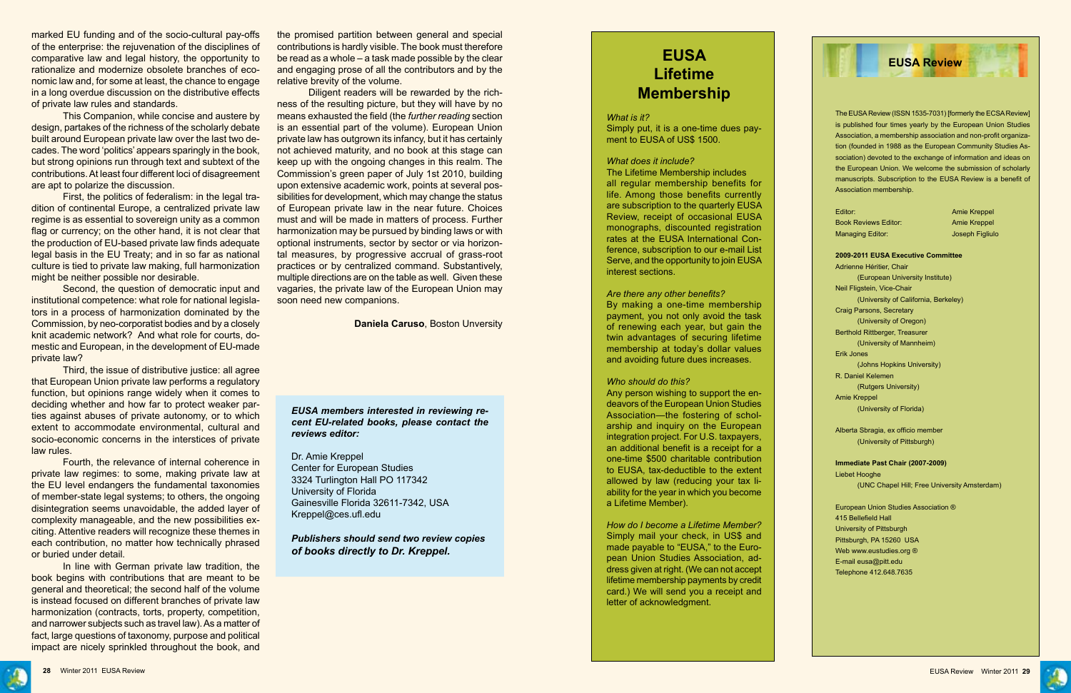marked EU funding and of the socio-cultural pay-offs of the enterprise: the rejuvenation of the disciplines of comparative law and legal history, the opportunity to rationalize and modernize obsolete branches of economic law and, for some at least, the chance to engage in a long overdue discussion on the distributive effects of private law rules and standards.

This Companion, while concise and austere by design, partakes of the richness of the scholarly debate built around European private law over the last two decades. The word 'politics' appears sparingly in the book, but strong opinions run through text and subtext of the contributions. At least four different loci of disagreement are apt to polarize the discussion.

First, the politics of federalism: in the legal tradition of continental Europe, a centralized private law regime is as essential to sovereign unity as a common flag or currency; on the other hand, it is not clear that the production of EU-based private law finds adequate legal basis in the EU Treaty; and in so far as national culture is tied to private law making, full harmonization might be neither possible nor desirable.

Second, the question of democratic input and institutional competence: what role for national legislators in a process of harmonization dominated by the Commission, by neo-corporatist bodies and by a closely knit academic network? And what role for courts, domestic and European, in the development of EU-made private law?

Third, the issue of distributive justice: all agree that European Union private law performs a regulatory function, but opinions range widely when it comes to deciding whether and how far to protect weaker parties against abuses of private autonomy, or to which extent to accommodate environmental, cultural and socio-economic concerns in the interstices of private law rules.

Fourth, the relevance of internal coherence in private law regimes: to some, making private law at the EU level endangers the fundamental taxonomies of member-state legal systems; to others, the ongoing disintegration seems unavoidable, the added layer of complexity manageable, and the new possibilities exciting. Attentive readers will recognize these themes in each contribution, no matter how technically phrased or buried under detail.

In line with German private law tradition, the book begins with contributions that are meant to be general and theoretical; the second half of the volume is instead focused on different branches of private law harmonization (contracts, torts, property, competition, and narrower subjects such as travel law). As a matter of fact, large questions of taxonomy, purpose and political impact are nicely sprinkled throughout the book, and the promised partition between general and special contributions is hardly visible. The book must therefore be read as a whole – a task made possible by the clear and engaging prose of all the contributors and by the relative brevity of the volume.

Diligent readers will be rewarded by the richness of the resulting picture, but they will have by no means exhausted the field (the *further reading* section is an essential part of the volume). European Union private law has outgrown its infancy, but it has certainly not achieved maturity, and no book at this stage can keep up with the ongoing changes in this realm. The Commission's green paper of July 1st 2010, building upon extensive academic work, points at several possibilities for development, which may change the status of European private law in the near future. Choices must and will be made in matters of process. Further harmonization may be pursued by binding laws or with optional instruments, sector by sector or via horizontal measures, by progressive accrual of grass-root practices or by centralized command. Substantively, multiple directions are on the table as well. Given these vagaries, the private law of the European Union may soon need new companions.

**Daniela Caruso**, Boston University

***EUSA members interested in reviewing recent EU-related books, please contact the reviews editor:***

Dr. Amie Kreppel
Center for European Studies
3324 Turlington Hall PO 117342
University of Florida
Gainesville Florida 32611-7342, USA
Kreppel@ces.ufl.edu

***Publishers should send two review copies of books directly to Dr. Kreppel.***

# EUSA Lifetime Membership

*What is it?*
Simply put, it is a one-time dues payment to EUSA of US$ 1500.

*What does it include?*
The Lifetime Membership includes all regular membership benefits for life. Among those benefits currently are subscription to the quarterly EUSA Review, receipt of occasional EUSA monographs, discounted registration rates at the EUSA International Conference, subscription to our e-mail List Serve, and the opportunity to join EUSA interest sections.

*Are there any other benefits?*
By making a one-time membership payment, you not only avoid the task of renewing each year, but gain the twin advantages of securing lifetime membership at today's dollar values and avoiding future dues increases.

*Who should do this?*
Any person wishing to support the endeavors of the European Union Studies Association—the fostering of scholarship and inquiry on the European integration project. For U.S. taxpayers, an additional benefit is a receipt for a one-time $500 charitable contribution to EUSA, tax-deductible to the extent allowed by law (reducing your tax liability for the year in which you become a Lifetime Member).

*How do I become a Lifetime Member?*
Simply mail your check, in US$ and made payable to "EUSA," to the European Union Studies Association, address given at right. (We can not accept lifetime membership payments by credit card.) We will send you a receipt and letter of acknowledgment.

# EUSA Review

The EUSA Review (ISSN 1535-7031) [formerly the ECSA Review] is published four times yearly by the European Union Studies Association, a membership association and non-profit organization (founded in 1988 as the European Community Studies Association) devoted to the exchange of information and ideas on the European Union. We welcome the submission of scholarly manuscripts. Subscription to the EUSA Review is a benefit of Association membership.

| | |
|---|---|
| Editor: | Amie Kreppel |
| Book Reviews Editor: | Amie Kreppel |
| Managing Editor: | Joseph Figliulo |

**2009-2011 EUSA Executive Committee**

Adrienne Héritier, Chair
(European University Institute)
Neil Fligstein, Vice-Chair
(University of California, Berkeley)
Craig Parsons, Secretary
(University of Oregon)
Berthold Rittberger, Treasurer
(University of Mannheim)
Erik Jones
(Johns Hopkins University)
R. Daniel Kelemen
(Rutgers University)
Amie Kreppel
(University of Florida)

Alberta Sbragia, ex officio member
(University of Pittsburgh)

**Immediate Past Chair (2007-2009)**

Liebet Hooghe
(UNC Chapel Hill; Free University Amsterdam)

European Union Studies Association ®
415 Bellefield Hall
University of Pittsburgh
Pittsburgh, PA 15260 USA
Web www.eustudies.org ®
E-mail eusa@pitt.edu
Telephone 412.648.7635